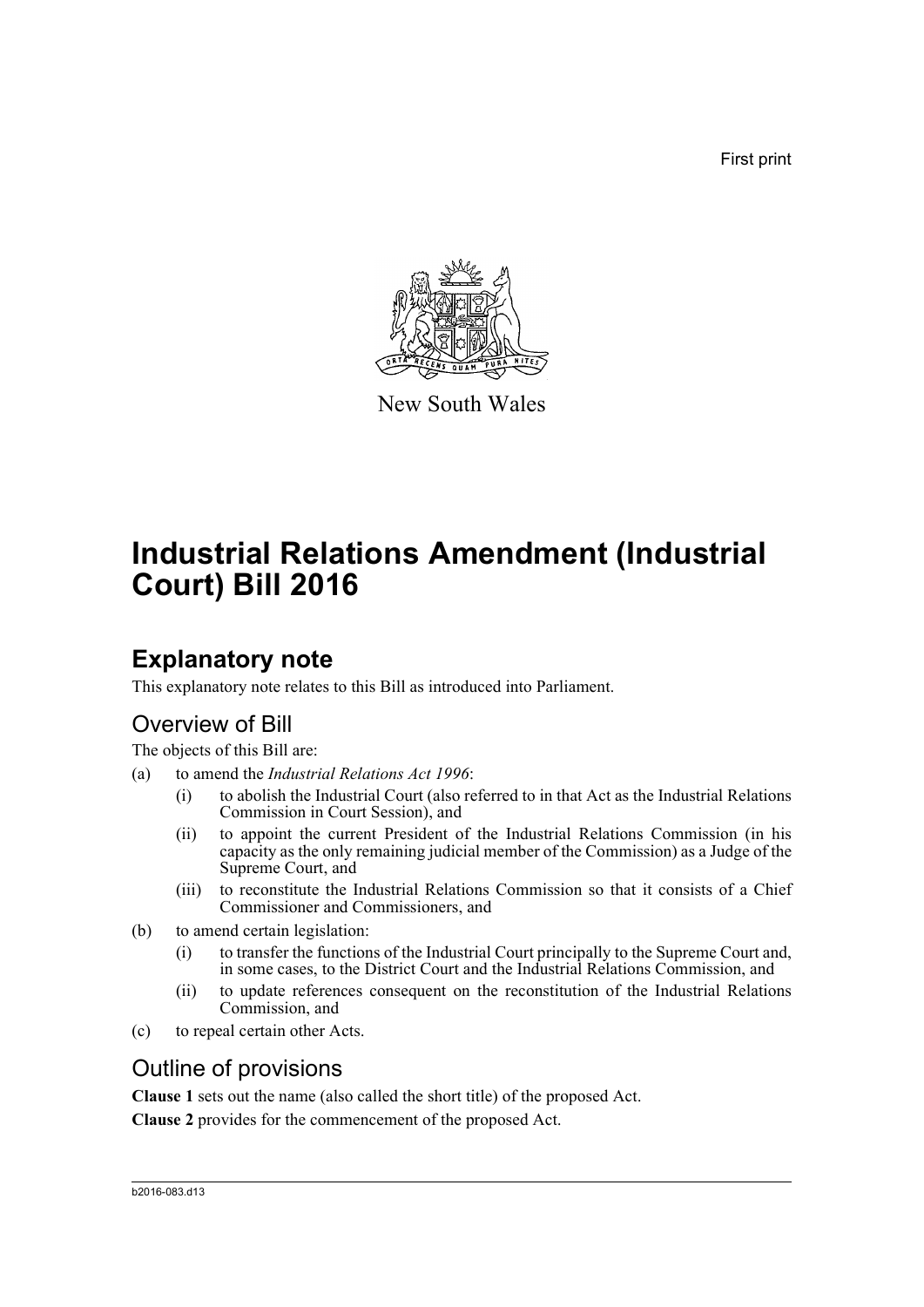First print

New South Wales

# Industrial Relations Amendment (Industrial Court) Bill 2016

## Explanatory note

This explanatory note relates to this Bill as introduced into Parliament.

### Overview of Bill

The objects of this Bill are:

(a) to amend the *Industrial Relations Act 1996*:

    (i) to abolish the Industrial Court (also referred to in that Act as the Industrial Relations Commission in Court Session), and

    (ii) to appoint the current President of the Industrial Relations Commission (in his capacity as the only remaining judicial member of the Commission) as a Judge of the Supreme Court, and

    (iii) to reconstitute the Industrial Relations Commission so that it consists of a Chief Commissioner and Commissioners, and

(b) to amend certain legislation:

    (i) to transfer the functions of the Industrial Court principally to the Supreme Court and, in some cases, to the District Court and the Industrial Relations Commission, and

    (ii) to update references consequent on the reconstitution of the Industrial Relations Commission, and

(c) to repeal certain other Acts.

### Outline of provisions

**Clause 1** sets out the name (also called the short title) of the proposed Act.

**Clause 2** provides for the commencement of the proposed Act.

b2016-083.d13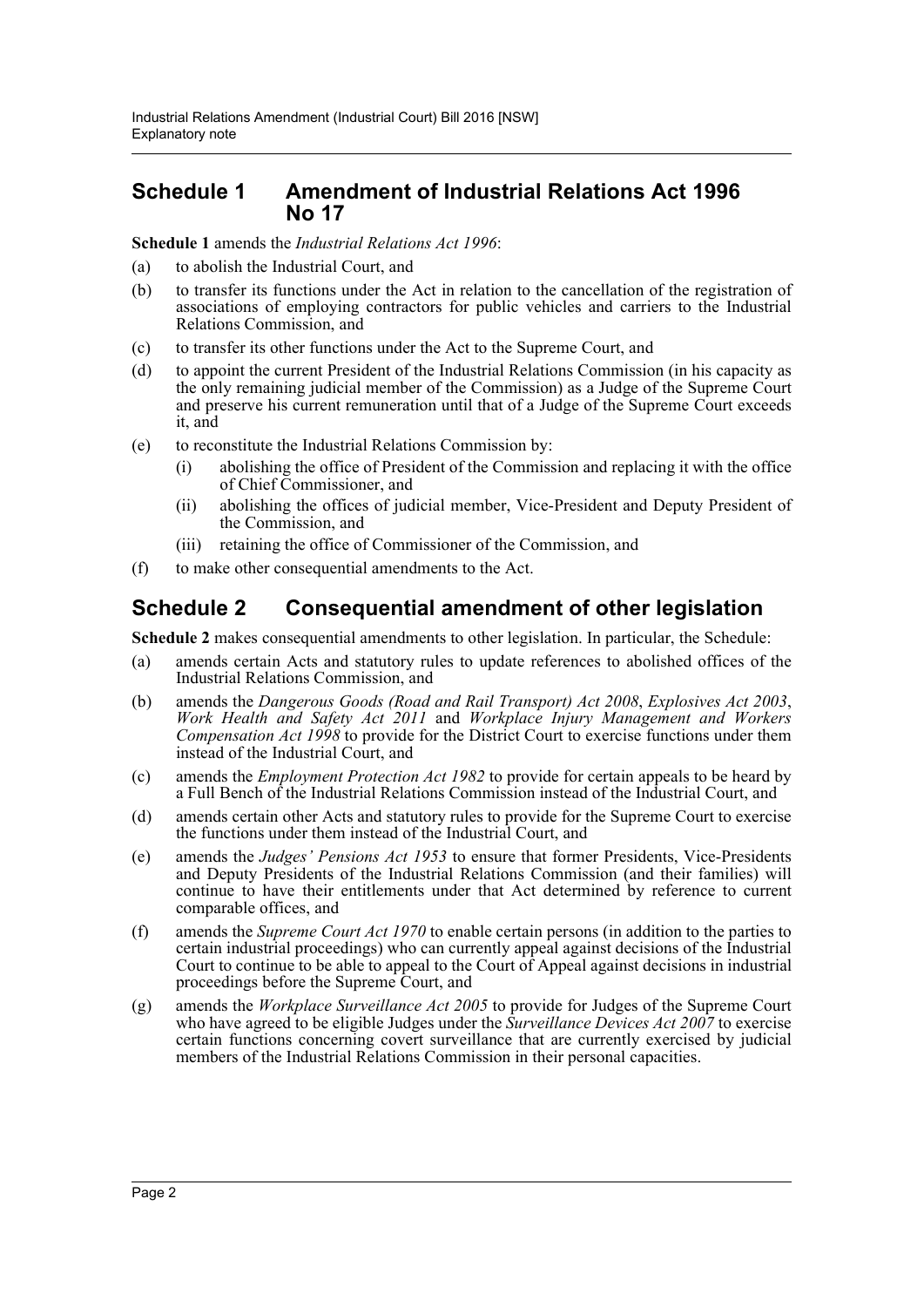## Schedule 1 Amendment of Industrial Relations Act 1996 No 17

**Schedule 1** amends the *Industrial Relations Act 1996*:

(a) to abolish the Industrial Court, and

(b) to transfer its functions under the Act in relation to the cancellation of the registration of associations of employing contractors for public vehicles and carriers to the Industrial Relations Commission, and

(c) to transfer its other functions under the Act to the Supreme Court, and

(d) to appoint the current President of the Industrial Relations Commission (in his capacity as the only remaining judicial member of the Commission) as a Judge of the Supreme Court and preserve his current remuneration until that of a Judge of the Supreme Court exceeds it, and

(e) to reconstitute the Industrial Relations Commission by:

  (i) abolishing the office of President of the Commission and replacing it with the office of Chief Commissioner, and

  (ii) abolishing the offices of judicial member, Vice-President and Deputy President of the Commission, and

  (iii) retaining the office of Commissioner of the Commission, and

(f) to make other consequential amendments to the Act.

## Schedule 2 Consequential amendment of other legislation

**Schedule 2** makes consequential amendments to other legislation. In particular, the Schedule:

(a) amends certain Acts and statutory rules to update references to abolished offices of the Industrial Relations Commission, and

(b) amends the *Dangerous Goods (Road and Rail Transport) Act 2008*, *Explosives Act 2003*, *Work Health and Safety Act 2011* and *Workplace Injury Management and Workers Compensation Act 1998* to provide for the District Court to exercise functions under them instead of the Industrial Court, and

(c) amends the *Employment Protection Act 1982* to provide for certain appeals to be heard by a Full Bench of the Industrial Relations Commission instead of the Industrial Court, and

(d) amends certain other Acts and statutory rules to provide for the Supreme Court to exercise the functions under them instead of the Industrial Court, and

(e) amends the *Judges' Pensions Act 1953* to ensure that former Presidents, Vice-Presidents and Deputy Presidents of the Industrial Relations Commission (and their families) will continue to have their entitlements under that Act determined by reference to current comparable offices, and

(f) amends the *Supreme Court Act 1970* to enable certain persons (in addition to the parties to certain industrial proceedings) who can currently appeal against decisions of the Industrial Court to continue to be able to appeal to the Court of Appeal against decisions in industrial proceedings before the Supreme Court, and

(g) amends the *Workplace Surveillance Act 2005* to provide for Judges of the Supreme Court who have agreed to be eligible Judges under the *Surveillance Devices Act 2007* to exercise certain functions concerning covert surveillance that are currently exercised by judicial members of the Industrial Relations Commission in their personal capacities.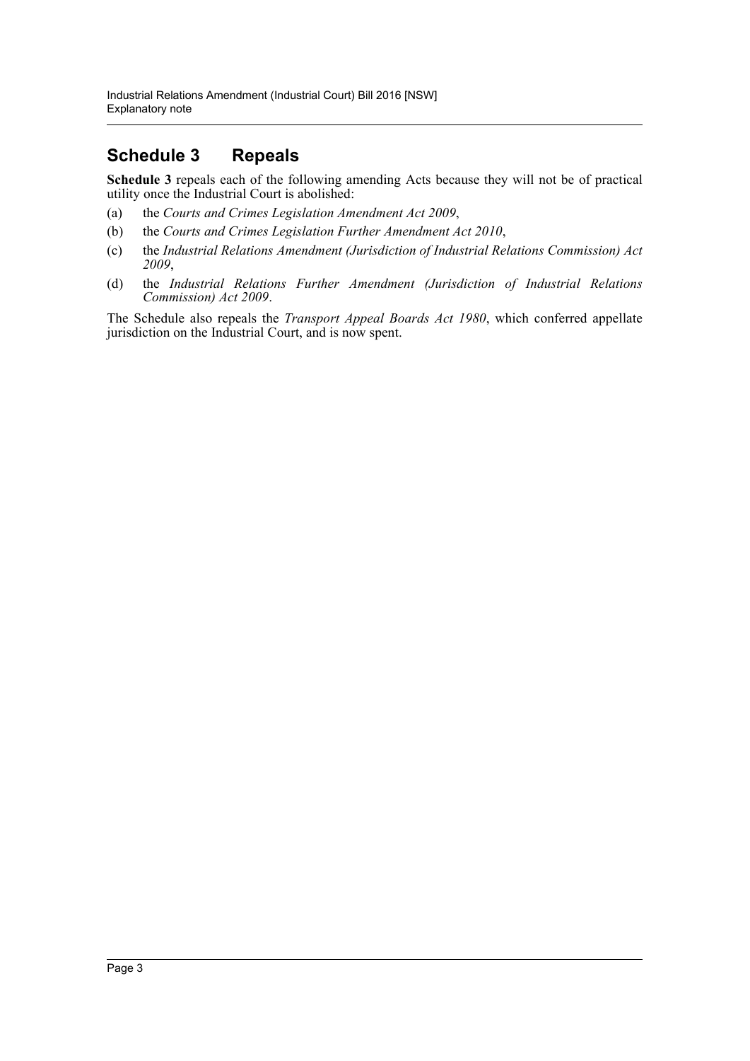## Schedule 3 Repeals

**Schedule 3** repeals each of the following amending Acts because they will not be of practical utility once the Industrial Court is abolished:

(a) the *Courts and Crimes Legislation Amendment Act 2009*,

(b) the *Courts and Crimes Legislation Further Amendment Act 2010*,

(c) the *Industrial Relations Amendment (Jurisdiction of Industrial Relations Commission) Act 2009*,

(d) the *Industrial Relations Further Amendment (Jurisdiction of Industrial Relations Commission) Act 2009*.

The Schedule also repeals the *Transport Appeal Boards Act 1980*, which conferred appellate jurisdiction on the Industrial Court, and is now spent.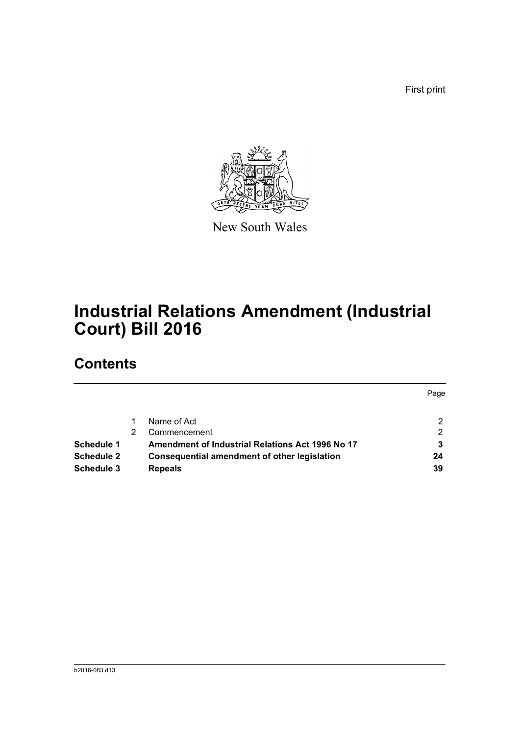First print

New South Wales

# Industrial Relations Amendment (Industrial Court) Bill 2016

## Contents

| | | | Page |
|---|---|---|---|
| | 1 | Name of Act | 2 |
| | 2 | Commencement | 2 |
| **Schedule 1** | | **Amendment of Industrial Relations Act 1996 No 17** | **3** |
| **Schedule 2** | | **Consequential amendment of other legislation** | **24** |
| **Schedule 3** | | **Repeals** | **39** |

b2016-083.d13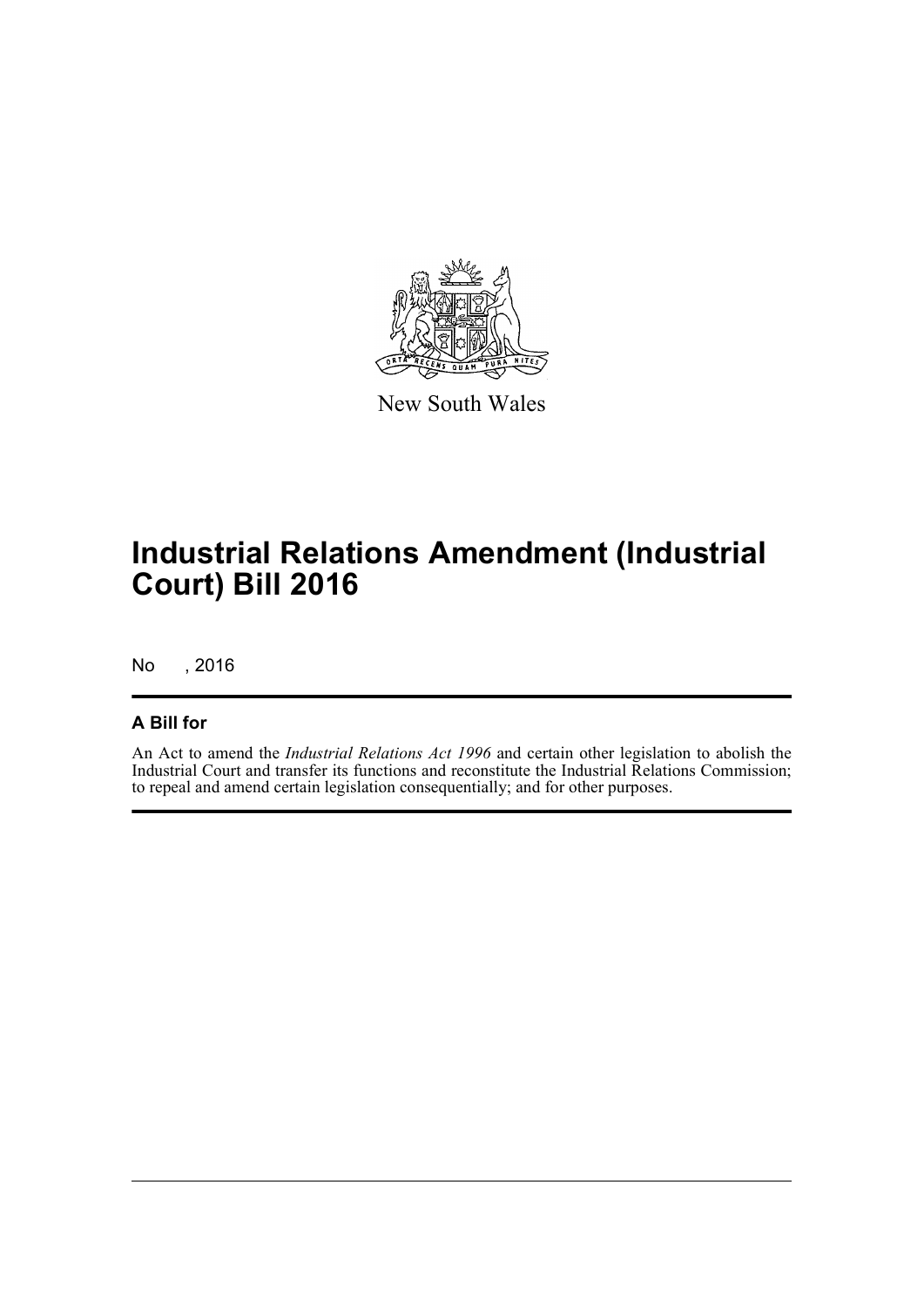New South Wales

# Industrial Relations Amendment (Industrial Court) Bill 2016

No , 2016

## A Bill for

An Act to amend the *Industrial Relations Act 1996* and certain other legislation to abolish the Industrial Court and transfer its functions and reconstitute the Industrial Relations Commission; to repeal and amend certain legislation consequentially; and for other purposes.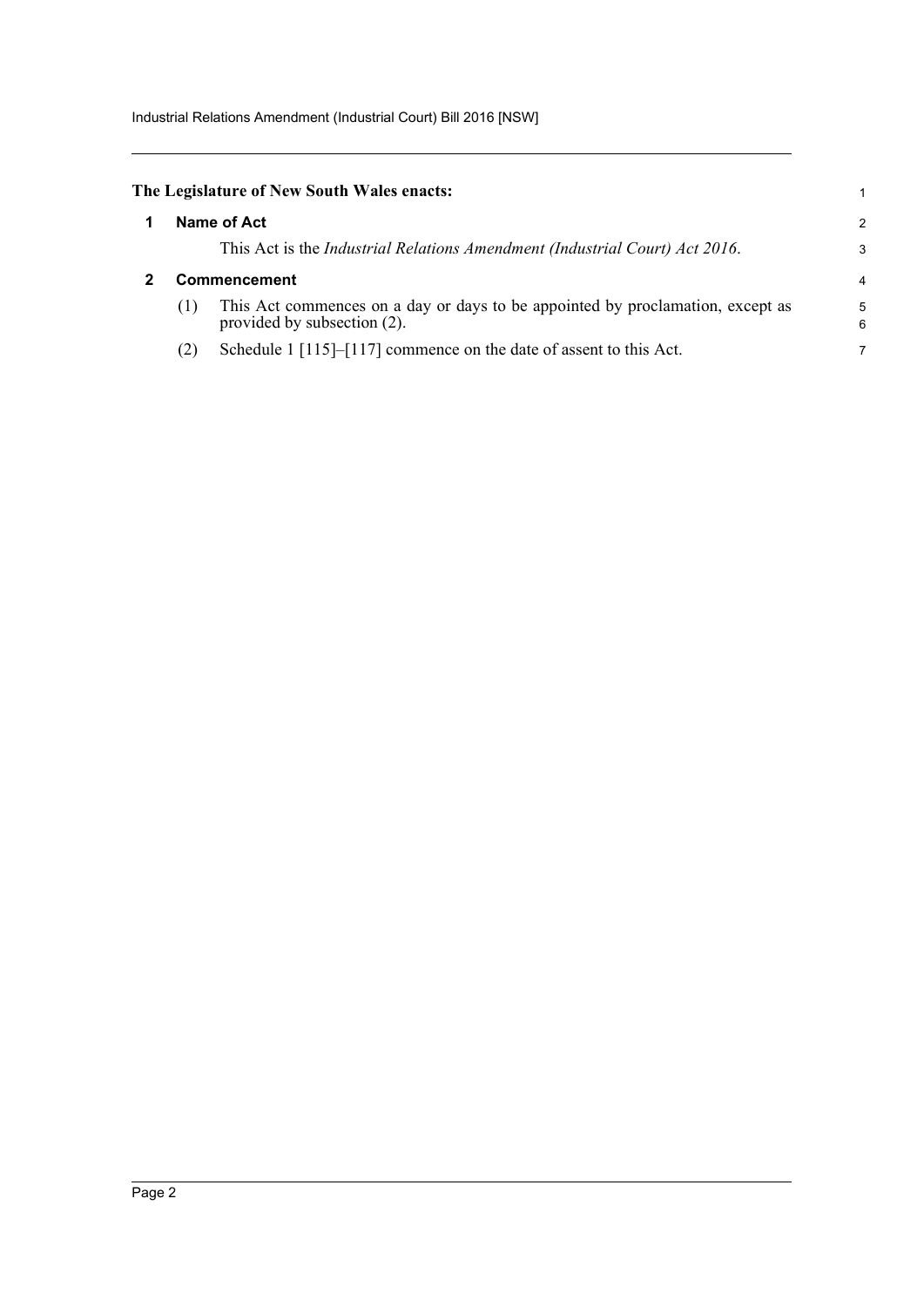**The Legislature of New South Wales enacts:**

## 1 Name of Act

This Act is the *Industrial Relations Amendment (Industrial Court) Act 2016*.

## 2 Commencement

(1) This Act commences on a day or days to be appointed by proclamation, except as provided by subsection (2).

(2) Schedule 1 [115]–[117] commence on the date of assent to this Act.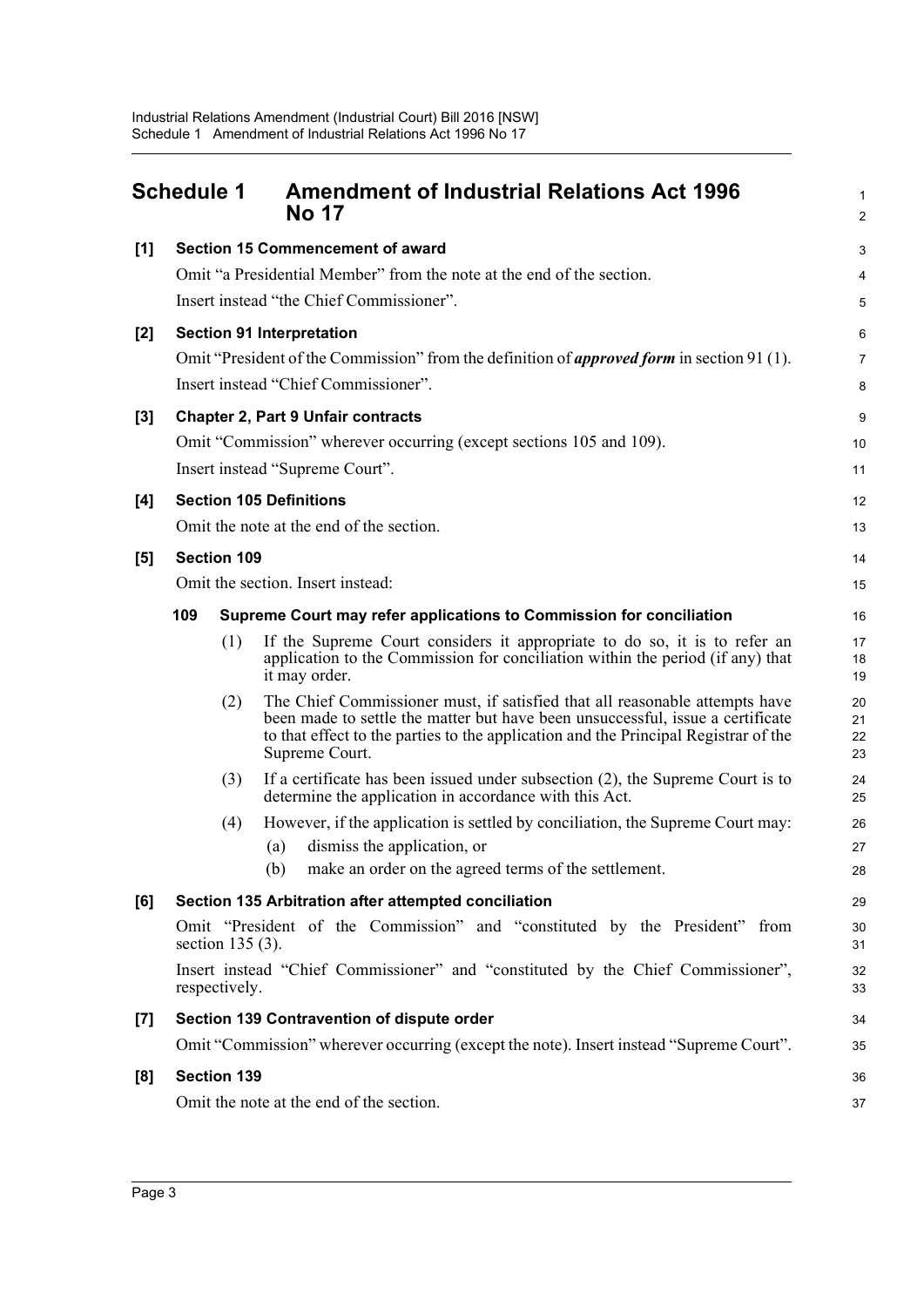## Schedule 1 Amendment of Industrial Relations Act 1996 No 17

**[1] Section 15 Commencement of award**

Omit "a Presidential Member" from the note at the end of the section.

Insert instead "the Chief Commissioner".

**[2] Section 91 Interpretation**

Omit "President of the Commission" from the definition of ***approved form*** in section 91 (1).

Insert instead "Chief Commissioner".

**[3] Chapter 2, Part 9 Unfair contracts**

Omit "Commission" wherever occurring (except sections 105 and 109).

Insert instead "Supreme Court".

**[4] Section 105 Definitions**

Omit the note at the end of the section.

**[5] Section 109**

Omit the section. Insert instead:

**109 Supreme Court may refer applications to Commission for conciliation**

(1) If the Supreme Court considers it appropriate to do so, it is to refer an application to the Commission for conciliation within the period (if any) that it may order.

(2) The Chief Commissioner must, if satisfied that all reasonable attempts have been made to settle the matter but have been unsuccessful, issue a certificate to that effect to the parties to the application and the Principal Registrar of the Supreme Court.

(3) If a certificate has been issued under subsection (2), the Supreme Court is to determine the application in accordance with this Act.

(4) However, if the application is settled by conciliation, the Supreme Court may:

(a) dismiss the application, or

(b) make an order on the agreed terms of the settlement.

**[6] Section 135 Arbitration after attempted conciliation**

Omit "President of the Commission" and "constituted by the President" from section 135 (3).

Insert instead "Chief Commissioner" and "constituted by the Chief Commissioner", respectively.

**[7] Section 139 Contravention of dispute order**

Omit "Commission" wherever occurring (except the note). Insert instead "Supreme Court".

**[8] Section 139**

Omit the note at the end of the section.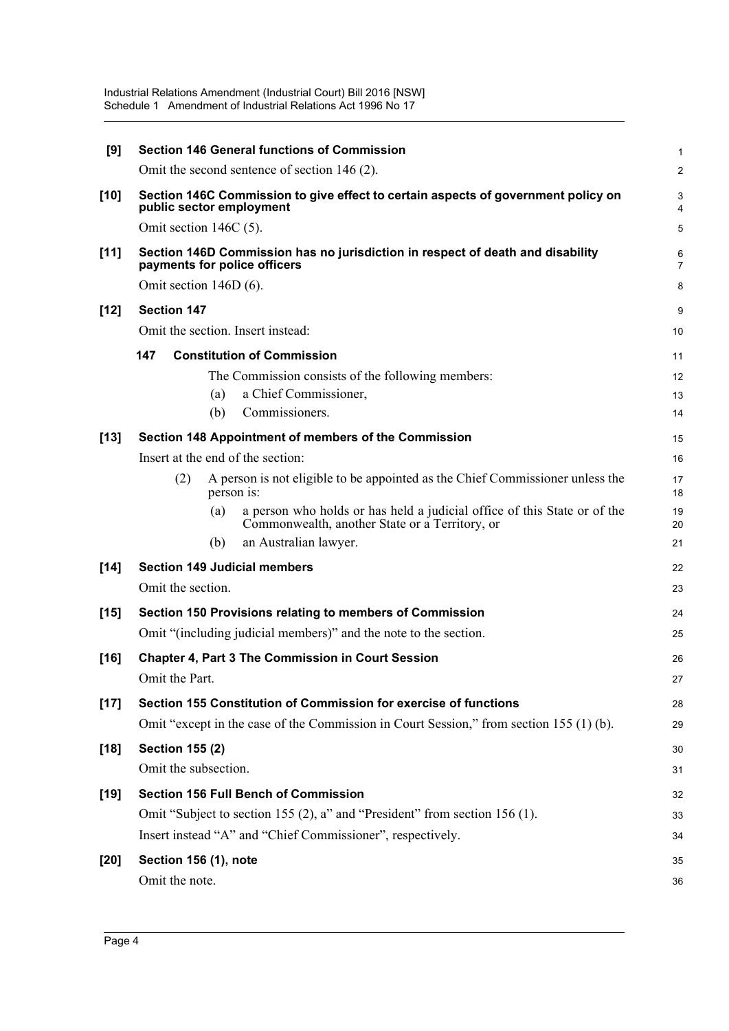**[9] Section 146 General functions of Commission**

Omit the second sentence of section 146 (2).

**[10] Section 146C Commission to give effect to certain aspects of government policy on public sector employment**

Omit section 146C (5).

**[11] Section 146D Commission has no jurisdiction in respect of death and disability payments for police officers**

Omit section 146D (6).

**[12] Section 147**

Omit the section. Insert instead:

**147 Constitution of Commission**

The Commission consists of the following members:

(a) a Chief Commissioner,

(b) Commissioners.

**[13] Section 148 Appointment of members of the Commission**

Insert at the end of the section:

(2) A person is not eligible to be appointed as the Chief Commissioner unless the person is:

(a) a person who holds or has held a judicial office of this State or of the Commonwealth, another State or a Territory, or

(b) an Australian lawyer.

**[14] Section 149 Judicial members**

Omit the section.

**[15] Section 150 Provisions relating to members of Commission**

Omit "(including judicial members)" and the note to the section.

**[16] Chapter 4, Part 3 The Commission in Court Session**

Omit the Part.

**[17] Section 155 Constitution of Commission for exercise of functions**

Omit "except in the case of the Commission in Court Session," from section 155 (1) (b).

**[18] Section 155 (2)**

Omit the subsection.

**[19] Section 156 Full Bench of Commission**

Omit "Subject to section 155 (2), a" and "President" from section 156 (1).

Insert instead "A" and "Chief Commissioner", respectively.

**[20] Section 156 (1), note**

Omit the note.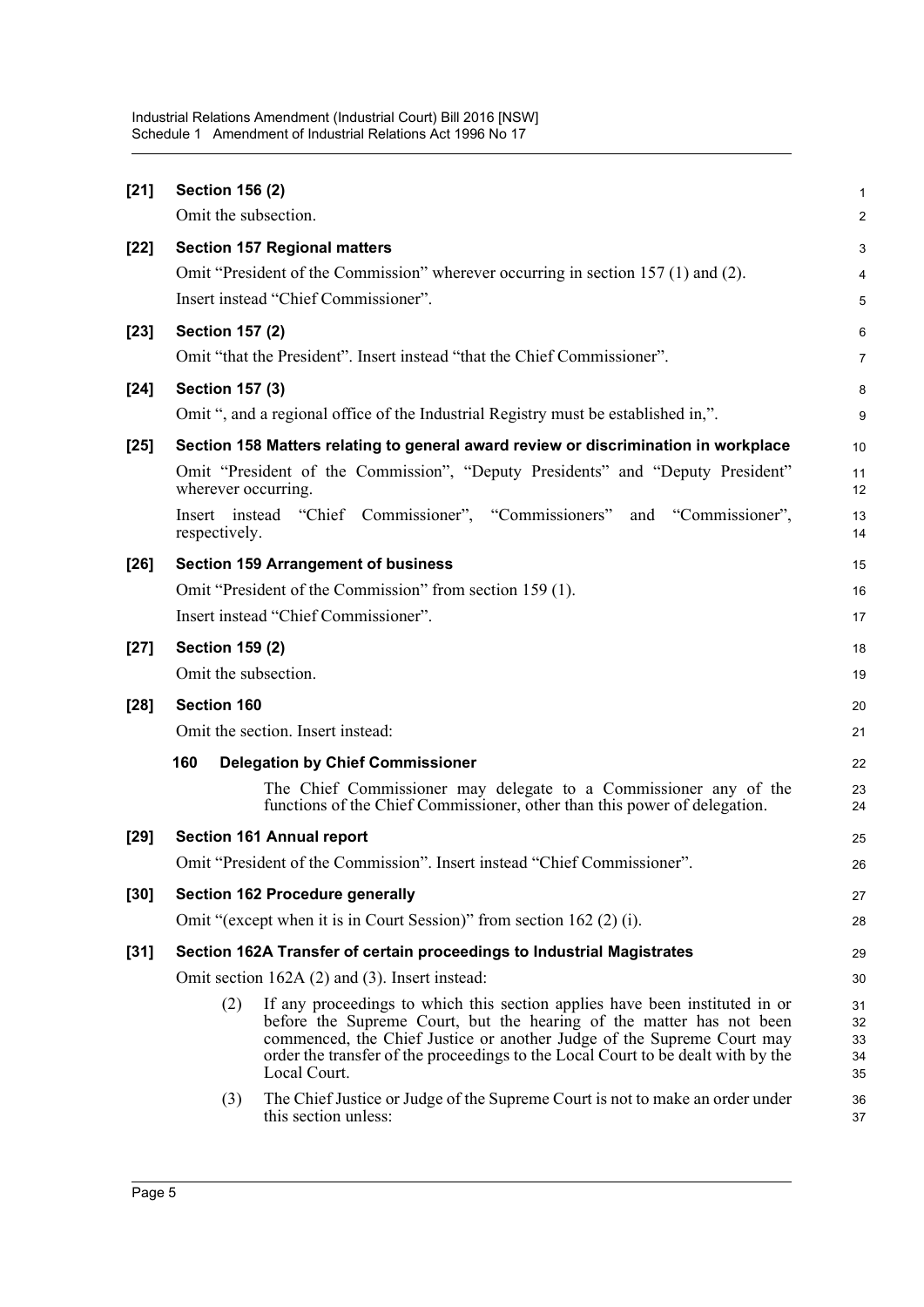**[21] Section 156 (2)**

Omit the subsection.

**[22] Section 157 Regional matters**

Omit "President of the Commission" wherever occurring in section 157 (1) and (2).

Insert instead "Chief Commissioner".

**[23] Section 157 (2)**

Omit "that the President". Insert instead "that the Chief Commissioner".

**[24] Section 157 (3)**

Omit ", and a regional office of the Industrial Registry must be established in,".

**[25] Section 158 Matters relating to general award review or discrimination in workplace**

Omit "President of the Commission", "Deputy Presidents" and "Deputy President" wherever occurring.

Insert instead "Chief Commissioner", "Commissioners" and "Commissioner", respectively.

**[26] Section 159 Arrangement of business**

Omit "President of the Commission" from section 159 (1).

Insert instead "Chief Commissioner".

**[27] Section 159 (2)**

Omit the subsection.

**[28] Section 160**

Omit the section. Insert instead:

**160 Delegation by Chief Commissioner**

The Chief Commissioner may delegate to a Commissioner any of the functions of the Chief Commissioner, other than this power of delegation.

**[29] Section 161 Annual report**

Omit "President of the Commission". Insert instead "Chief Commissioner".

**[30] Section 162 Procedure generally**

Omit "(except when it is in Court Session)" from section 162 (2) (i).

**[31] Section 162A Transfer of certain proceedings to Industrial Magistrates**

Omit section 162A (2) and (3). Insert instead:

(2) If any proceedings to which this section applies have been instituted in or before the Supreme Court, but the hearing of the matter has not been commenced, the Chief Justice or another Judge of the Supreme Court may order the transfer of the proceedings to the Local Court to be dealt with by the Local Court.

(3) The Chief Justice or Judge of the Supreme Court is not to make an order under this section unless: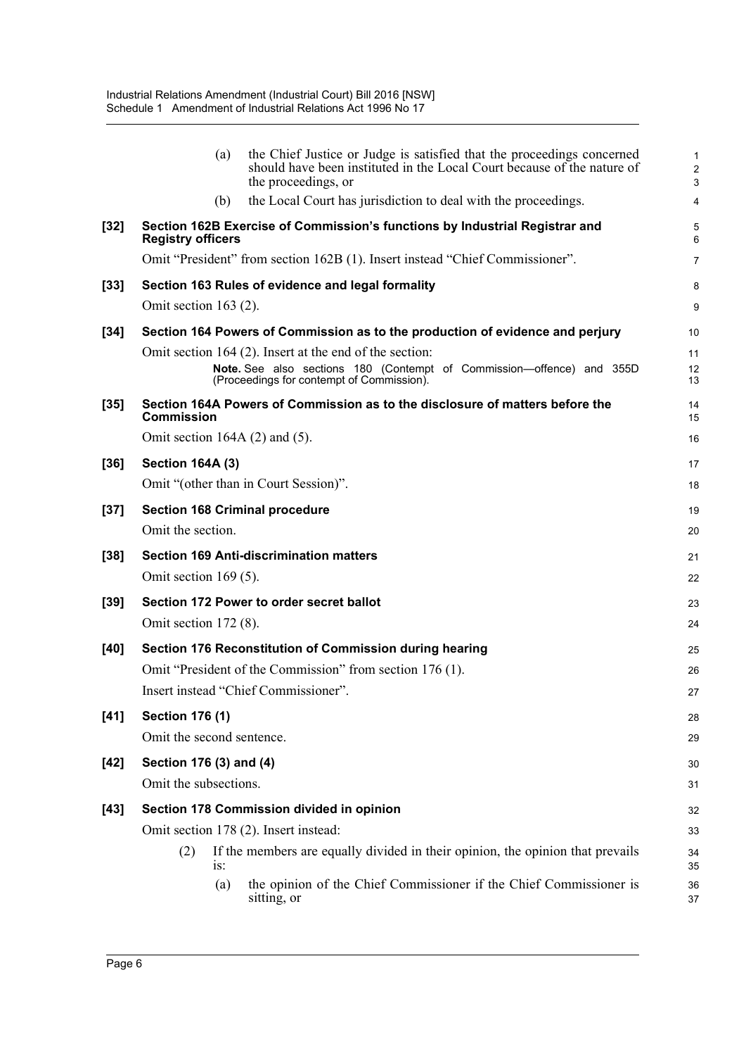(a) the Chief Justice or Judge is satisfied that the proceedings concerned should have been instituted in the Local Court because of the nature of the proceedings, or

(b) the Local Court has jurisdiction to deal with the proceedings.

**[32] Section 162B Exercise of Commission's functions by Industrial Registrar and Registry officers**

Omit "President" from section 162B (1). Insert instead "Chief Commissioner".

**[33] Section 163 Rules of evidence and legal formality**

Omit section 163 (2).

**[34] Section 164 Powers of Commission as to the production of evidence and perjury**

Omit section 164 (2). Insert at the end of the section:

**Note.** See also sections 180 (Contempt of Commission—offence) and 355D (Proceedings for contempt of Commission).

**[35] Section 164A Powers of Commission as to the disclosure of matters before the Commission**

Omit section 164A (2) and (5).

**[36] Section 164A (3)**

Omit "(other than in Court Session)".

**[37] Section 168 Criminal procedure**

Omit the section.

**[38] Section 169 Anti-discrimination matters**

Omit section 169 (5).

**[39] Section 172 Power to order secret ballot**

Omit section 172 (8).

**[40] Section 176 Reconstitution of Commission during hearing**

Omit "President of the Commission" from section 176 (1).

Insert instead "Chief Commissioner".

**[41] Section 176 (1)**

Omit the second sentence.

**[42] Section 176 (3) and (4)**

Omit the subsections.

**[43] Section 178 Commission divided in opinion**

Omit section 178 (2). Insert instead:

(2) If the members are equally divided in their opinion, the opinion that prevails is:

(a) the opinion of the Chief Commissioner if the Chief Commissioner is sitting, or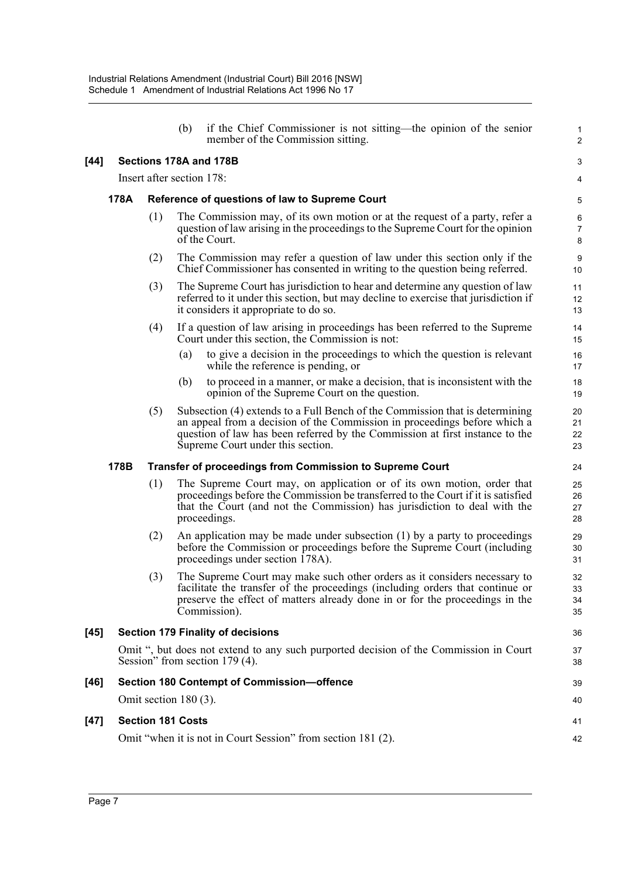(b) if the Chief Commissioner is not sitting—the opinion of the senior member of the Commission sitting.

## [44] Sections 178A and 178B

Insert after section 178:

### 178A Reference of questions of law to Supreme Court

(1) The Commission may, of its own motion or at the request of a party, refer a question of law arising in the proceedings to the Supreme Court for the opinion of the Court.

(2) The Commission may refer a question of law under this section only if the Chief Commissioner has consented in writing to the question being referred.

(3) The Supreme Court has jurisdiction to hear and determine any question of law referred to it under this section, but may decline to exercise that jurisdiction if it considers it appropriate to do so.

(4) If a question of law arising in proceedings has been referred to the Supreme Court under this section, the Commission is not:

(a) to give a decision in the proceedings to which the question is relevant while the reference is pending, or

(b) to proceed in a manner, or make a decision, that is inconsistent with the opinion of the Supreme Court on the question.

(5) Subsection (4) extends to a Full Bench of the Commission that is determining an appeal from a decision of the Commission in proceedings before which a question of law has been referred by the Commission at first instance to the Supreme Court under this section.

### 178B Transfer of proceedings from Commission to Supreme Court

(1) The Supreme Court may, on application or of its own motion, order that proceedings before the Commission be transferred to the Court if it is satisfied that the Court (and not the Commission) has jurisdiction to deal with the proceedings.

(2) An application may be made under subsection (1) by a party to proceedings before the Commission or proceedings before the Supreme Court (including proceedings under section 178A).

(3) The Supreme Court may make such other orders as it considers necessary to facilitate the transfer of the proceedings (including orders that continue or preserve the effect of matters already done in or for the proceedings in the Commission).

## [45] Section 179 Finality of decisions

Omit ", but does not extend to any such purported decision of the Commission in Court Session" from section 179 (4).

## [46] Section 180 Contempt of Commission—offence

Omit section 180 (3).

## [47] Section 181 Costs

Omit "when it is not in Court Session" from section 181 (2).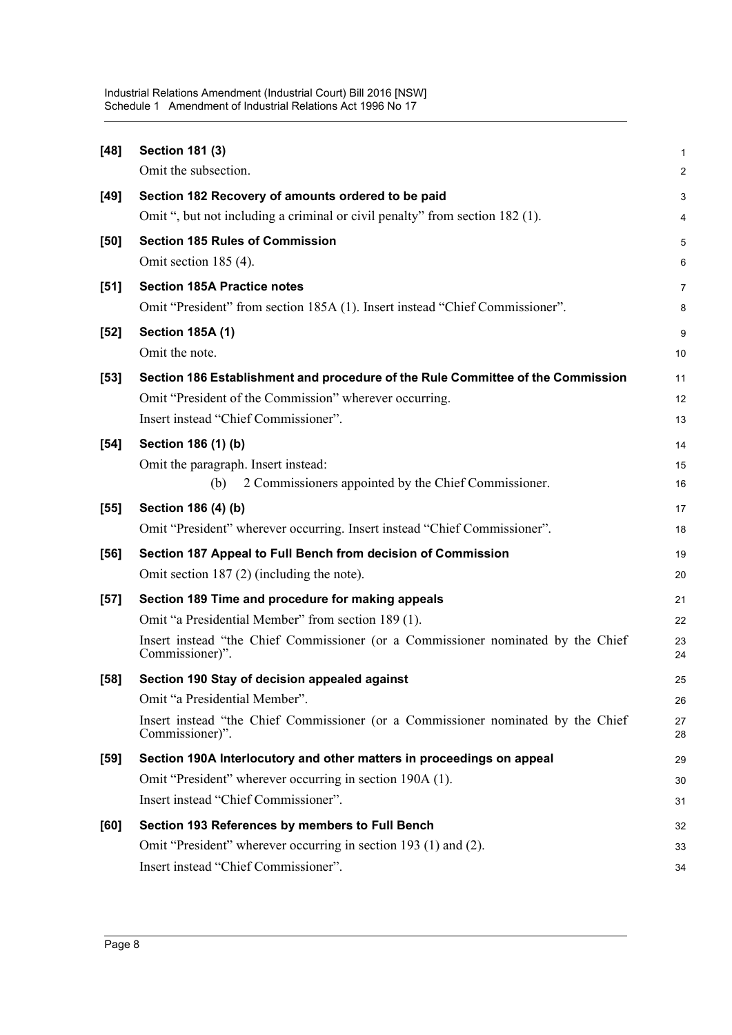**[48] Section 181 (3)**

Omit the subsection.

**[49] Section 182 Recovery of amounts ordered to be paid**

Omit ", but not including a criminal or civil penalty" from section 182 (1).

**[50] Section 185 Rules of Commission**

Omit section 185 (4).

**[51] Section 185A Practice notes**

Omit "President" from section 185A (1). Insert instead "Chief Commissioner".

**[52] Section 185A (1)**

Omit the note.

**[53] Section 186 Establishment and procedure of the Rule Committee of the Commission**

Omit "President of the Commission" wherever occurring.

Insert instead "Chief Commissioner".

**[54] Section 186 (1) (b)**

Omit the paragraph. Insert instead:

(b) 2 Commissioners appointed by the Chief Commissioner.

**[55] Section 186 (4) (b)**

Omit "President" wherever occurring. Insert instead "Chief Commissioner".

**[56] Section 187 Appeal to Full Bench from decision of Commission**

Omit section 187 (2) (including the note).

**[57] Section 189 Time and procedure for making appeals**

Omit "a Presidential Member" from section 189 (1).

Insert instead "the Chief Commissioner (or a Commissioner nominated by the Chief Commissioner)".

**[58] Section 190 Stay of decision appealed against**

Omit "a Presidential Member".

Insert instead "the Chief Commissioner (or a Commissioner nominated by the Chief Commissioner)".

**[59] Section 190A Interlocutory and other matters in proceedings on appeal**

Omit "President" wherever occurring in section 190A (1).

Insert instead "Chief Commissioner".

**[60] Section 193 References by members to Full Bench**

Omit "President" wherever occurring in section 193 (1) and (2).

Insert instead "Chief Commissioner".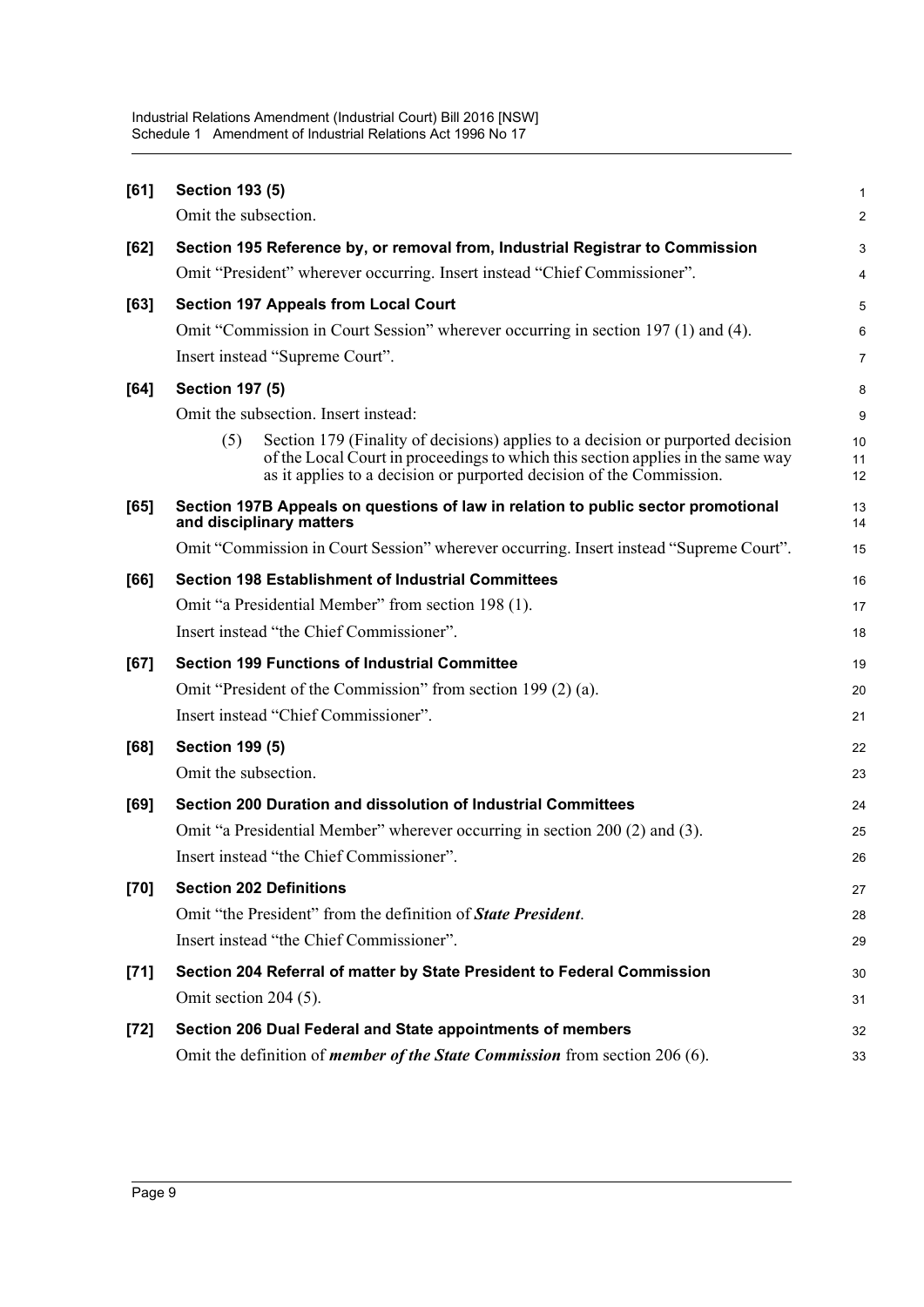**[61] Section 193 (5)**

Omit the subsection.

**[62] Section 195 Reference by, or removal from, Industrial Registrar to Commission**

Omit "President" wherever occurring. Insert instead "Chief Commissioner".

**[63] Section 197 Appeals from Local Court**

Omit "Commission in Court Session" wherever occurring in section 197 (1) and (4).

Insert instead "Supreme Court".

**[64] Section 197 (5)**

Omit the subsection. Insert instead:

(5) Section 179 (Finality of decisions) applies to a decision or purported decision of the Local Court in proceedings to which this section applies in the same way as it applies to a decision or purported decision of the Commission.

**[65] Section 197B Appeals on questions of law in relation to public sector promotional and disciplinary matters**

Omit "Commission in Court Session" wherever occurring. Insert instead "Supreme Court".

**[66] Section 198 Establishment of Industrial Committees**

Omit "a Presidential Member" from section 198 (1).

Insert instead "the Chief Commissioner".

**[67] Section 199 Functions of Industrial Committee**

Omit "President of the Commission" from section 199 (2) (a).

Insert instead "Chief Commissioner".

**[68] Section 199 (5)**

Omit the subsection.

**[69] Section 200 Duration and dissolution of Industrial Committees**

Omit "a Presidential Member" wherever occurring in section 200 (2) and (3).

Insert instead "the Chief Commissioner".

**[70] Section 202 Definitions**

Omit "the President" from the definition of ***State President***.

Insert instead "the Chief Commissioner".

**[71] Section 204 Referral of matter by State President to Federal Commission**

Omit section 204 (5).

**[72] Section 206 Dual Federal and State appointments of members**

Omit the definition of ***member of the State Commission*** from section 206 (6).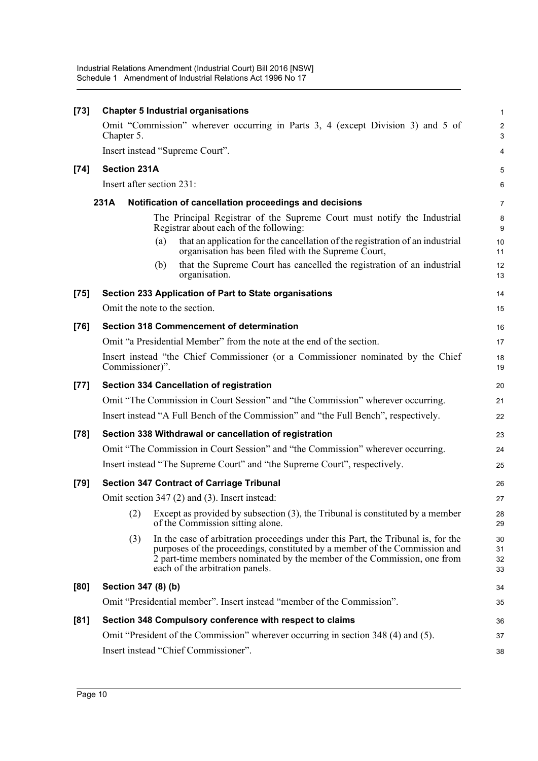**[73] Chapter 5 Industrial organisations**

Omit "Commission" wherever occurring in Parts 3, 4 (except Division 3) and 5 of Chapter 5.

Insert instead "Supreme Court".

**[74] Section 231A**

Insert after section 231:

**231A Notification of cancellation proceedings and decisions**

The Principal Registrar of the Supreme Court must notify the Industrial Registrar about each of the following:

(a) that an application for the cancellation of the registration of an industrial organisation has been filed with the Supreme Court,

(b) that the Supreme Court has cancelled the registration of an industrial organisation.

**[75] Section 233 Application of Part to State organisations**

Omit the note to the section.

**[76] Section 318 Commencement of determination**

Omit "a Presidential Member" from the note at the end of the section.

Insert instead "the Chief Commissioner (or a Commissioner nominated by the Chief Commissioner)".

**[77] Section 334 Cancellation of registration**

Omit "The Commission in Court Session" and "the Commission" wherever occurring.

Insert instead "A Full Bench of the Commission" and "the Full Bench", respectively.

**[78] Section 338 Withdrawal or cancellation of registration**

Omit "The Commission in Court Session" and "the Commission" wherever occurring.

Insert instead "The Supreme Court" and "the Supreme Court", respectively.

**[79] Section 347 Contract of Carriage Tribunal**

Omit section 347 (2) and (3). Insert instead:

(2) Except as provided by subsection (3), the Tribunal is constituted by a member of the Commission sitting alone.

(3) In the case of arbitration proceedings under this Part, the Tribunal is, for the purposes of the proceedings, constituted by a member of the Commission and 2 part-time members nominated by the member of the Commission, one from each of the arbitration panels.

**[80] Section 347 (8) (b)**

Omit "Presidential member". Insert instead "member of the Commission".

**[81] Section 348 Compulsory conference with respect to claims**

Omit "President of the Commission" wherever occurring in section 348 (4) and (5).

Insert instead "Chief Commissioner".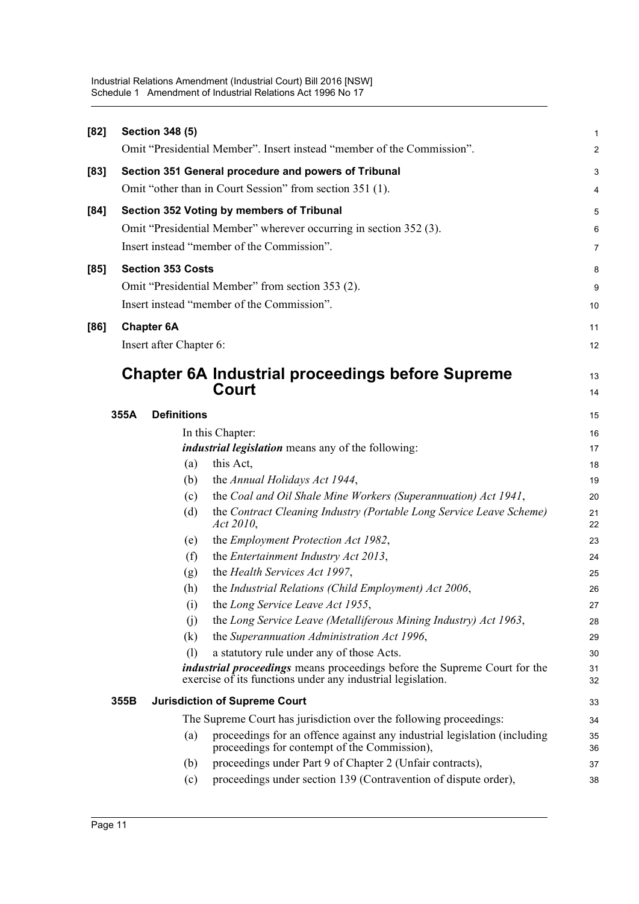**[82] Section 348 (5)**

Omit "Presidential Member". Insert instead "member of the Commission".

**[83] Section 351 General procedure and powers of Tribunal**

Omit "other than in Court Session" from section 351 (1).

**[84] Section 352 Voting by members of Tribunal**

Omit "Presidential Member" wherever occurring in section 352 (3).

Insert instead "member of the Commission".

**[85] Section 353 Costs**

Omit "Presidential Member" from section 353 (2).

Insert instead "member of the Commission".

**[86] Chapter 6A**

Insert after Chapter 6:

# Chapter 6A Industrial proceedings before Supreme Court

### 355A Definitions

In this Chapter:

***industrial legislation*** means any of the following:

(a) this Act,

(b) the *Annual Holidays Act 1944*,

(c) the *Coal and Oil Shale Mine Workers (Superannuation) Act 1941*,

(d) the *Contract Cleaning Industry (Portable Long Service Leave Scheme) Act 2010*,

(e) the *Employment Protection Act 1982*,

(f) the *Entertainment Industry Act 2013*,

(g) the *Health Services Act 1997*,

(h) the *Industrial Relations (Child Employment) Act 2006*,

(i) the *Long Service Leave Act 1955*,

(j) the *Long Service Leave (Metalliferous Mining Industry) Act 1963*,

(k) the *Superannuation Administration Act 1996*,

(l) a statutory rule under any of those Acts.

***industrial proceedings*** means proceedings before the Supreme Court for the exercise of its functions under any industrial legislation.

### 355B Jurisdiction of Supreme Court

The Supreme Court has jurisdiction over the following proceedings:

(a) proceedings for an offence against any industrial legislation (including proceedings for contempt of the Commission),

(b) proceedings under Part 9 of Chapter 2 (Unfair contracts),

(c) proceedings under section 139 (Contravention of dispute order),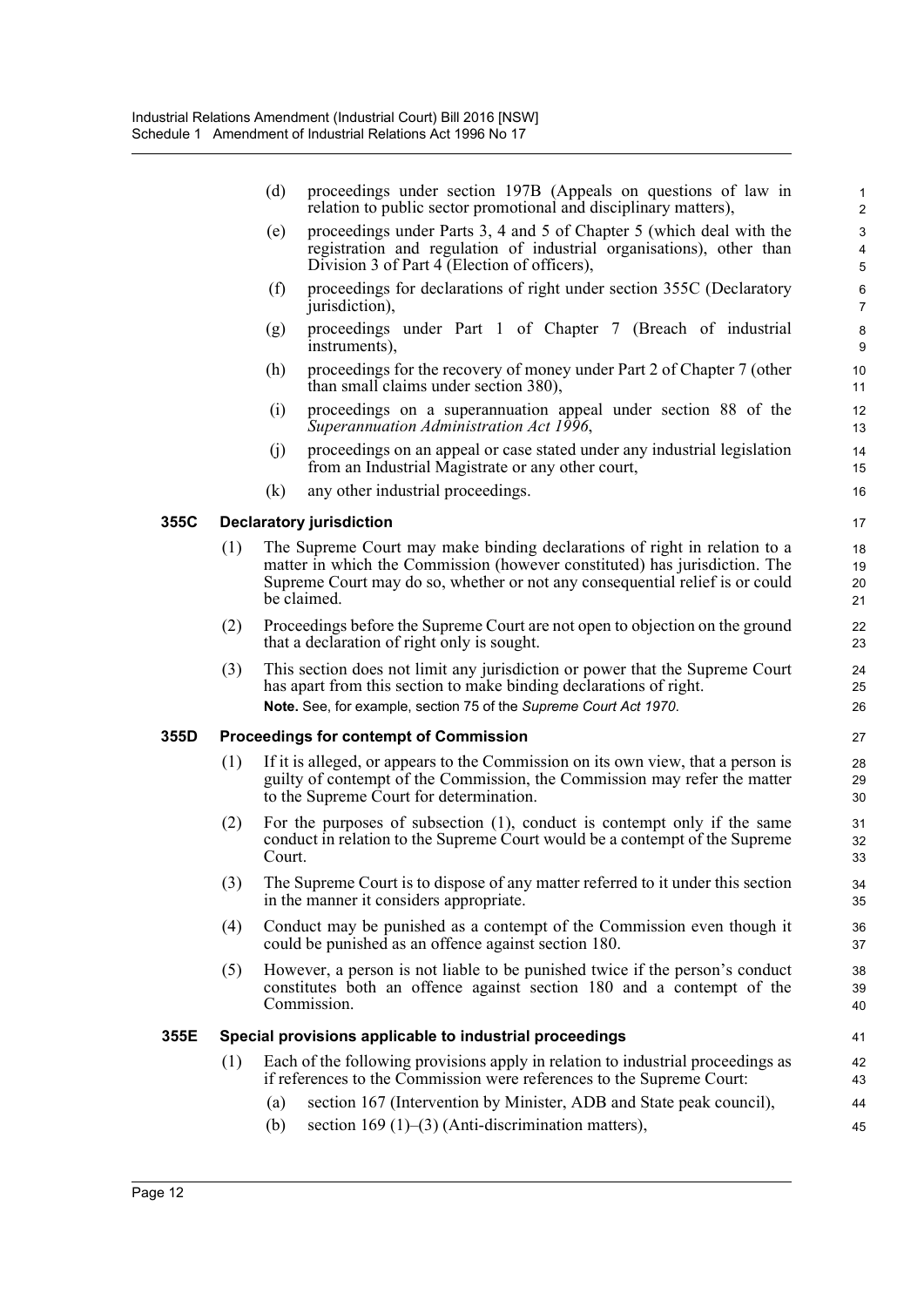(d) proceedings under section 197B (Appeals on questions of law in relation to public sector promotional and disciplinary matters),

(e) proceedings under Parts 3, 4 and 5 of Chapter 5 (which deal with the registration and regulation of industrial organisations), other than Division 3 of Part 4 (Election of officers),

(f) proceedings for declarations of right under section 355C (Declaratory jurisdiction),

(g) proceedings under Part 1 of Chapter 7 (Breach of industrial instruments),

(h) proceedings for the recovery of money under Part 2 of Chapter 7 (other than small claims under section 380),

(i) proceedings on a superannuation appeal under section 88 of the *Superannuation Administration Act 1996*,

(j) proceedings on an appeal or case stated under any industrial legislation from an Industrial Magistrate or any other court,

(k) any other industrial proceedings.

### 355C Declaratory jurisdiction

(1) The Supreme Court may make binding declarations of right in relation to a matter in which the Commission (however constituted) has jurisdiction. The Supreme Court may do so, whether or not any consequential relief is or could be claimed.

(2) Proceedings before the Supreme Court are not open to objection on the ground that a declaration of right only is sought.

(3) This section does not limit any jurisdiction or power that the Supreme Court has apart from this section to make binding declarations of right.

**Note.** See, for example, section 75 of the *Supreme Court Act 1970*.

### 355D Proceedings for contempt of Commission

(1) If it is alleged, or appears to the Commission on its own view, that a person is guilty of contempt of the Commission, the Commission may refer the matter to the Supreme Court for determination.

(2) For the purposes of subsection (1), conduct is contempt only if the same conduct in relation to the Supreme Court would be a contempt of the Supreme Court.

(3) The Supreme Court is to dispose of any matter referred to it under this section in the manner it considers appropriate.

(4) Conduct may be punished as a contempt of the Commission even though it could be punished as an offence against section 180.

(5) However, a person is not liable to be punished twice if the person's conduct constitutes both an offence against section 180 and a contempt of the Commission.

### 355E Special provisions applicable to industrial proceedings

(1) Each of the following provisions apply in relation to industrial proceedings as if references to the Commission were references to the Supreme Court:

(a) section 167 (Intervention by Minister, ADB and State peak council),

(b) section 169 (1)–(3) (Anti-discrimination matters),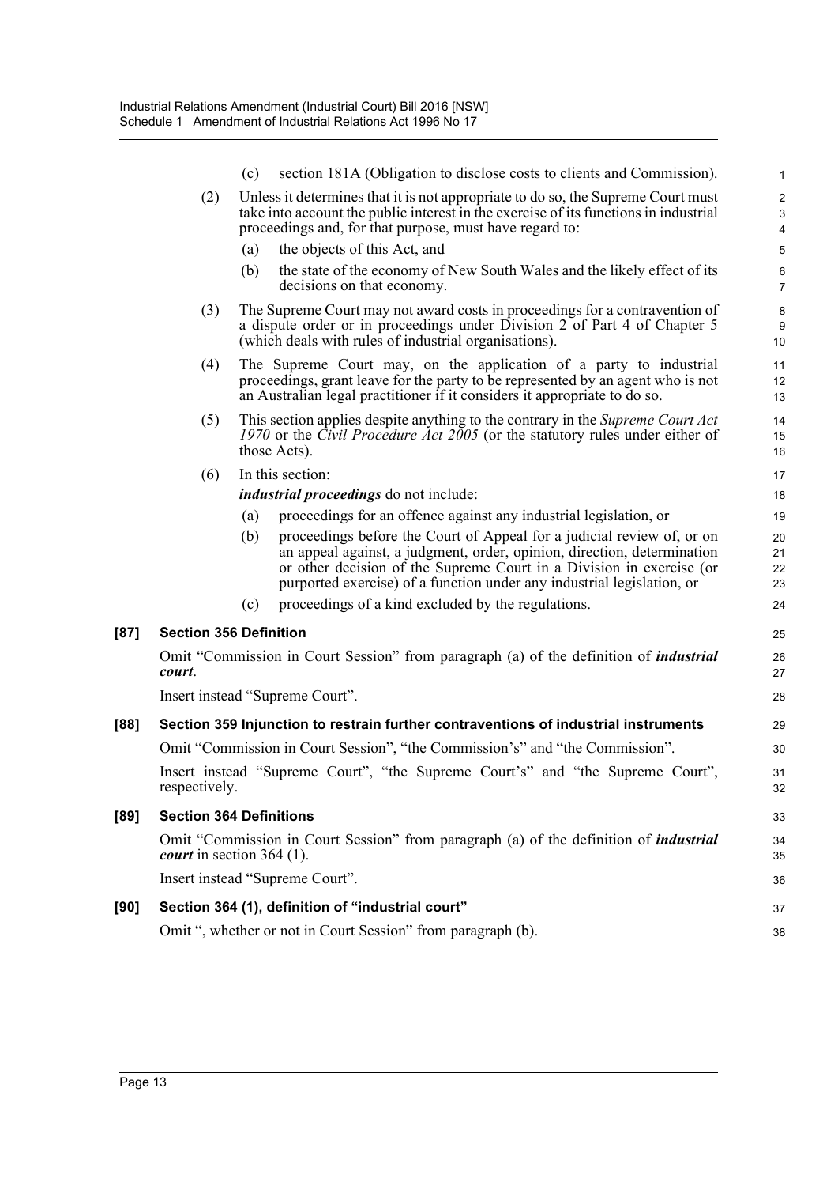(c) section 181A (Obligation to disclose costs to clients and Commission).

(2) Unless it determines that it is not appropriate to do so, the Supreme Court must take into account the public interest in the exercise of its functions in industrial proceedings and, for that purpose, must have regard to:

(a) the objects of this Act, and

(b) the state of the economy of New South Wales and the likely effect of its decisions on that economy.

(3) The Supreme Court may not award costs in proceedings for a contravention of a dispute order or in proceedings under Division 2 of Part 4 of Chapter 5 (which deals with rules of industrial organisations).

(4) The Supreme Court may, on the application of a party to industrial proceedings, grant leave for the party to be represented by an agent who is not an Australian legal practitioner if it considers it appropriate to do so.

(5) This section applies despite anything to the contrary in the *Supreme Court Act 1970* or the *Civil Procedure Act 2005* (or the statutory rules under either of those Acts).

(6) In this section:

***industrial proceedings*** do not include:

(a) proceedings for an offence against any industrial legislation, or

(b) proceedings before the Court of Appeal for a judicial review of, or on an appeal against, a judgment, order, opinion, direction, determination or other decision of the Supreme Court in a Division in exercise (or purported exercise) of a function under any industrial legislation, or

(c) proceedings of a kind excluded by the regulations.

**[87] Section 356 Definition**

Omit "Commission in Court Session" from paragraph (a) of the definition of ***industrial court***.

Insert instead "Supreme Court".

**[88] Section 359 Injunction to restrain further contraventions of industrial instruments**

Omit "Commission in Court Session", "the Commission's" and "the Commission".

Insert instead "Supreme Court", "the Supreme Court's" and "the Supreme Court", respectively.

**[89] Section 364 Definitions**

Omit "Commission in Court Session" from paragraph (a) of the definition of ***industrial court*** in section 364 (1).

Insert instead "Supreme Court".

**[90] Section 364 (1), definition of "industrial court"**

Omit ", whether or not in Court Session" from paragraph (b).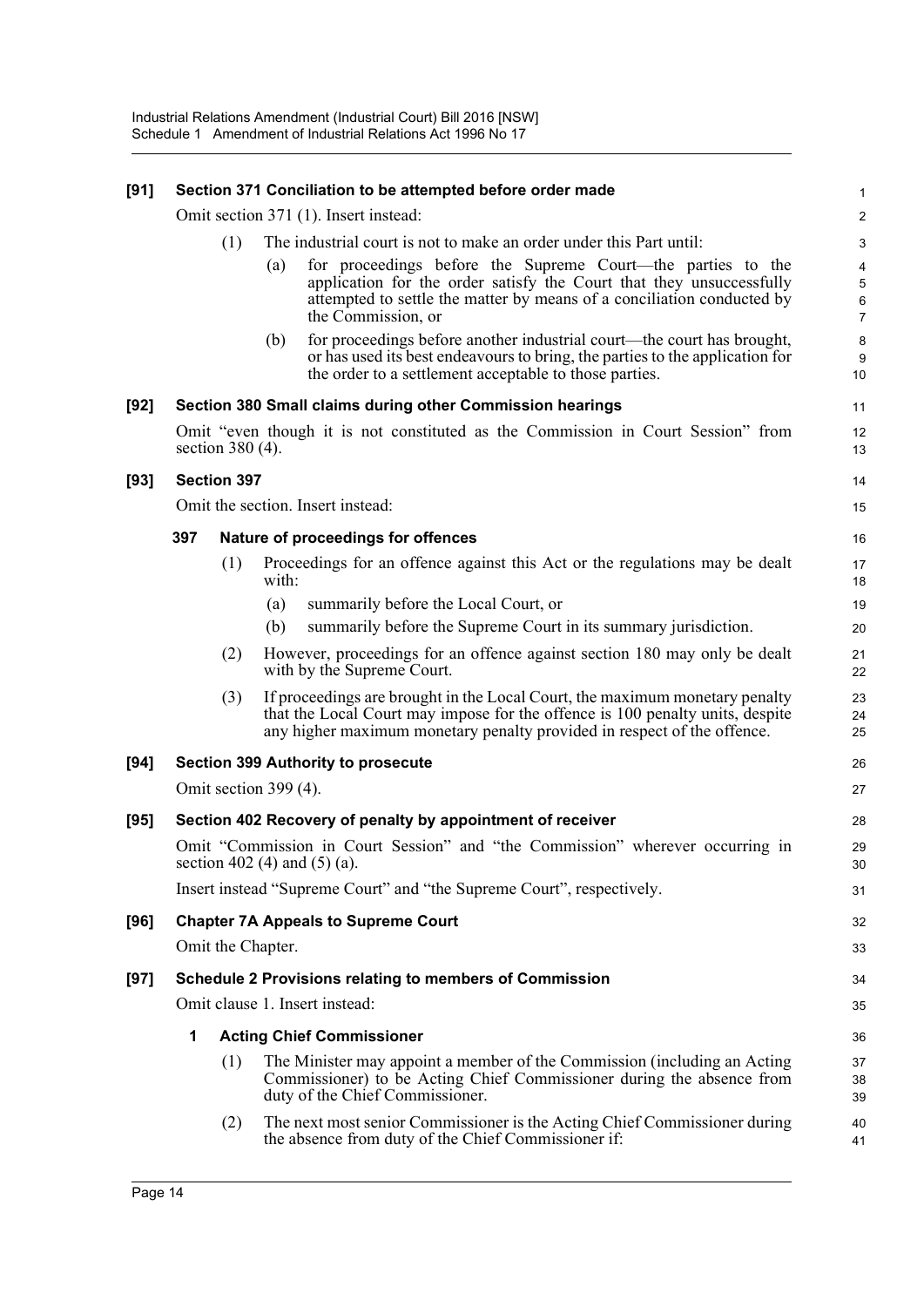**[91] Section 371 Conciliation to be attempted before order made**

Omit section 371 (1). Insert instead:

(1) The industrial court is not to make an order under this Part until:

(a) for proceedings before the Supreme Court—the parties to the application for the order satisfy the Court that they unsuccessfully attempted to settle the matter by means of a conciliation conducted by the Commission, or

(b) for proceedings before another industrial court—the court has brought, or has used its best endeavours to bring, the parties to the application for the order to a settlement acceptable to those parties.

**[92] Section 380 Small claims during other Commission hearings**

Omit "even though it is not constituted as the Commission in Court Session" from section 380 (4).

**[93] Section 397**

Omit the section. Insert instead:

**397 Nature of proceedings for offences**

(1) Proceedings for an offence against this Act or the regulations may be dealt with:

(a) summarily before the Local Court, or

(b) summarily before the Supreme Court in its summary jurisdiction.

(2) However, proceedings for an offence against section 180 may only be dealt with by the Supreme Court.

(3) If proceedings are brought in the Local Court, the maximum monetary penalty that the Local Court may impose for the offence is 100 penalty units, despite any higher maximum monetary penalty provided in respect of the offence.

**[94] Section 399 Authority to prosecute**

Omit section 399 (4).

**[95] Section 402 Recovery of penalty by appointment of receiver**

Omit "Commission in Court Session" and "the Commission" wherever occurring in section 402 (4) and (5) (a).

Insert instead "Supreme Court" and "the Supreme Court", respectively.

**[96] Chapter 7A Appeals to Supreme Court**

Omit the Chapter.

**[97] Schedule 2 Provisions relating to members of Commission**

Omit clause 1. Insert instead:

**1 Acting Chief Commissioner**

(1) The Minister may appoint a member of the Commission (including an Acting Commissioner) to be Acting Chief Commissioner during the absence from duty of the Chief Commissioner.

(2) The next most senior Commissioner is the Acting Chief Commissioner during the absence from duty of the Chief Commissioner if: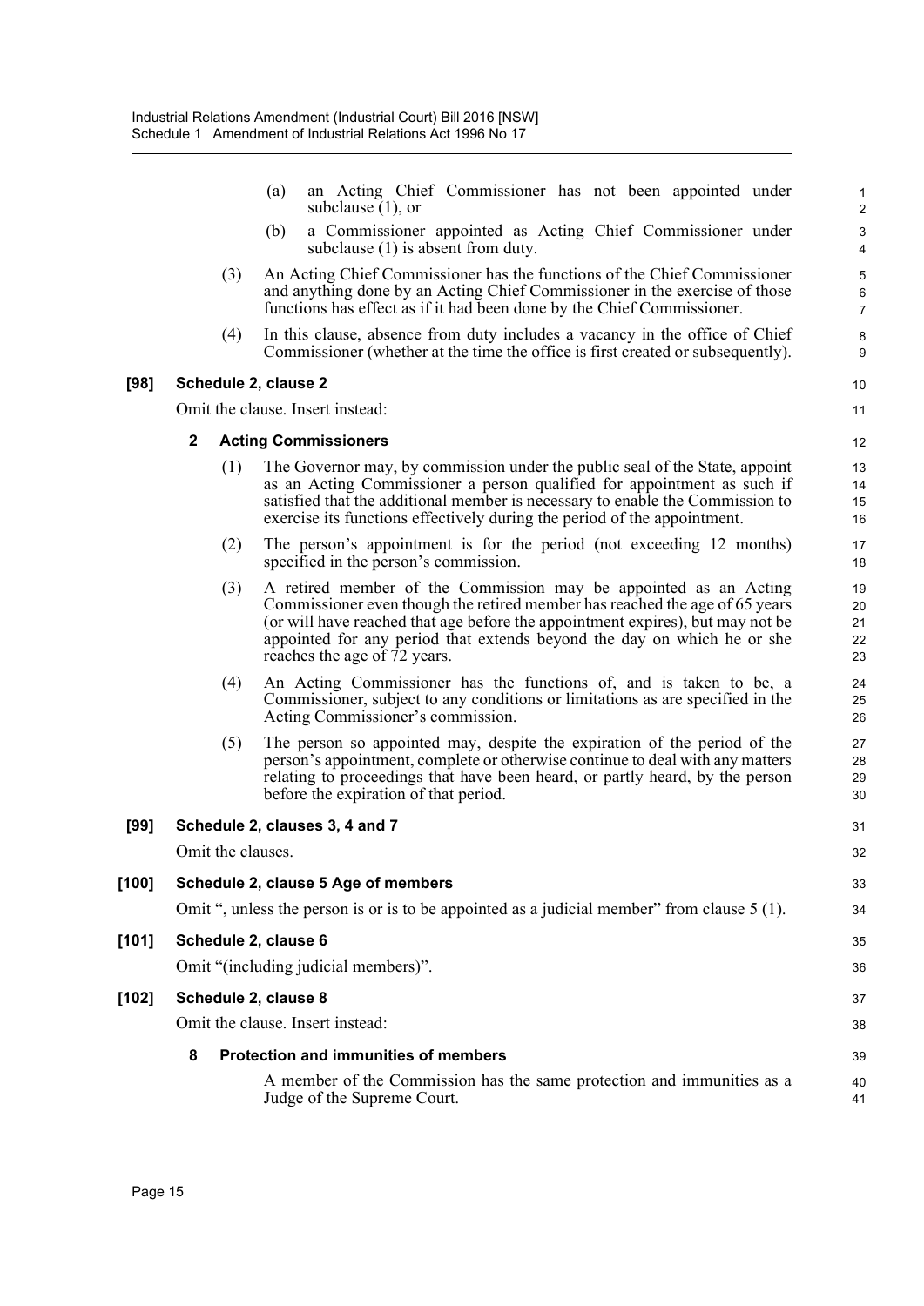(a) an Acting Chief Commissioner has not been appointed under subclause (1), or

(b) a Commissioner appointed as Acting Chief Commissioner under subclause (1) is absent from duty.

(3) An Acting Chief Commissioner has the functions of the Chief Commissioner and anything done by an Acting Chief Commissioner in the exercise of those functions has effect as if it had been done by the Chief Commissioner.

(4) In this clause, absence from duty includes a vacancy in the office of Chief Commissioner (whether at the time the office is first created or subsequently).

**[98] Schedule 2, clause 2**

Omit the clause. Insert instead:

**2 Acting Commissioners**

(1) The Governor may, by commission under the public seal of the State, appoint as an Acting Commissioner a person qualified for appointment as such if satisfied that the additional member is necessary to enable the Commission to exercise its functions effectively during the period of the appointment.

(2) The person's appointment is for the period (not exceeding 12 months) specified in the person's commission.

(3) A retired member of the Commission may be appointed as an Acting Commissioner even though the retired member has reached the age of 65 years (or will have reached that age before the appointment expires), but may not be appointed for any period that extends beyond the day on which he or she reaches the age of 72 years.

(4) An Acting Commissioner has the functions of, and is taken to be, a Commissioner, subject to any conditions or limitations as are specified in the Acting Commissioner's commission.

(5) The person so appointed may, despite the expiration of the period of the person's appointment, complete or otherwise continue to deal with any matters relating to proceedings that have been heard, or partly heard, by the person before the expiration of that period.

**[99] Schedule 2, clauses 3, 4 and 7**

Omit the clauses.

**[100] Schedule 2, clause 5 Age of members**

Omit ", unless the person is or is to be appointed as a judicial member" from clause 5 (1).

**[101] Schedule 2, clause 6**

Omit "(including judicial members)".

**[102] Schedule 2, clause 8**

Omit the clause. Insert instead:

**8 Protection and immunities of members**

A member of the Commission has the same protection and immunities as a Judge of the Supreme Court.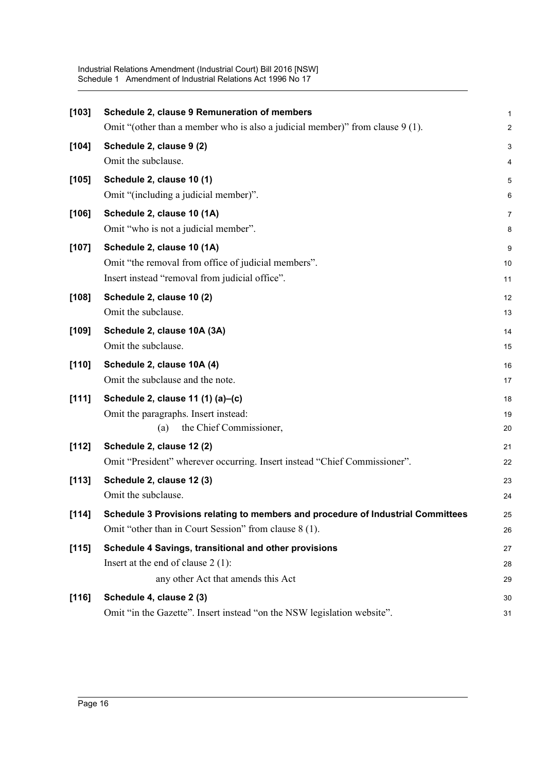**[103] Schedule 2, clause 9 Remuneration of members**

Omit "(other than a member who is also a judicial member)" from clause 9 (1).

**[104] Schedule 2, clause 9 (2)**

Omit the subclause.

**[105] Schedule 2, clause 10 (1)**

Omit "(including a judicial member)".

**[106] Schedule 2, clause 10 (1A)**

Omit "who is not a judicial member".

**[107] Schedule 2, clause 10 (1A)**

Omit "the removal from office of judicial members".

Insert instead "removal from judicial office".

**[108] Schedule 2, clause 10 (2)**

Omit the subclause.

**[109] Schedule 2, clause 10A (3A)**

Omit the subclause.

**[110] Schedule 2, clause 10A (4)**

Omit the subclause and the note.

**[111] Schedule 2, clause 11 (1) (a)–(c)**

Omit the paragraphs. Insert instead:

(a) the Chief Commissioner,

**[112] Schedule 2, clause 12 (2)**

Omit "President" wherever occurring. Insert instead "Chief Commissioner".

**[113] Schedule 2, clause 12 (3)**

Omit the subclause.

**[114] Schedule 3 Provisions relating to members and procedure of Industrial Committees**

Omit "other than in Court Session" from clause 8 (1).

**[115] Schedule 4 Savings, transitional and other provisions**

Insert at the end of clause 2 (1):

any other Act that amends this Act

**[116] Schedule 4, clause 2 (3)**

Omit "in the Gazette". Insert instead "on the NSW legislation website".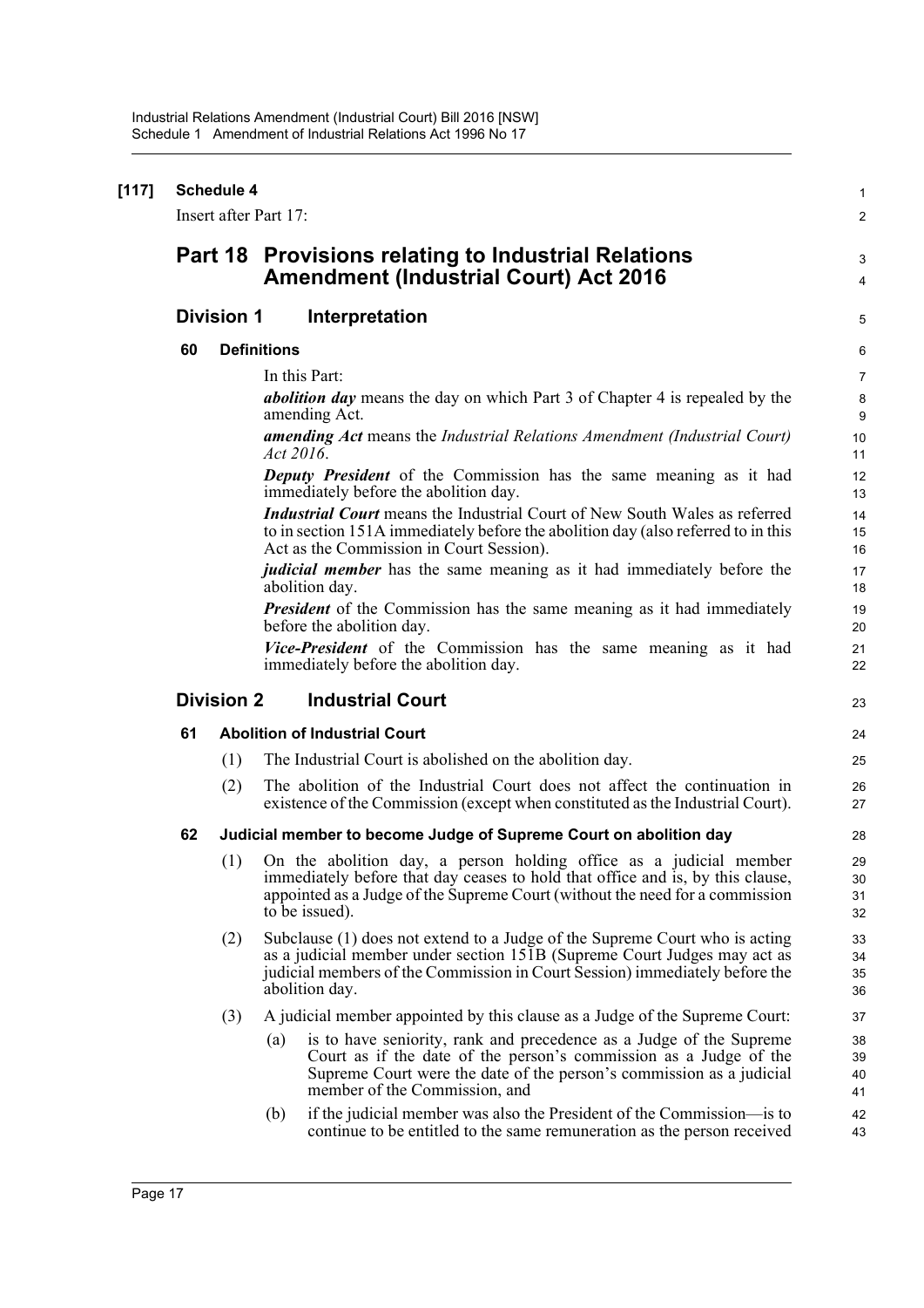**[117] Schedule 4**

Insert after Part 17:

## Part 18 Provisions relating to Industrial Relations Amendment (Industrial Court) Act 2016

### Division 1 Interpretation

**60 Definitions**

In this Part:

***abolition day*** means the day on which Part 3 of Chapter 4 is repealed by the amending Act.

***amending Act*** means the *Industrial Relations Amendment (Industrial Court) Act 2016*.

***Deputy President*** of the Commission has the same meaning as it had immediately before the abolition day.

***Industrial Court*** means the Industrial Court of New South Wales as referred to in section 151A immediately before the abolition day (also referred to in this Act as the Commission in Court Session).

***judicial member*** has the same meaning as it had immediately before the abolition day.

***President*** of the Commission has the same meaning as it had immediately before the abolition day.

***Vice-President*** of the Commission has the same meaning as it had immediately before the abolition day.

### Division 2 Industrial Court

**61 Abolition of Industrial Court**

(1) The Industrial Court is abolished on the abolition day.

(2) The abolition of the Industrial Court does not affect the continuation in existence of the Commission (except when constituted as the Industrial Court).

**62 Judicial member to become Judge of Supreme Court on abolition day**

(1) On the abolition day, a person holding office as a judicial member immediately before that day ceases to hold that office and is, by this clause, appointed as a Judge of the Supreme Court (without the need for a commission to be issued).

(2) Subclause (1) does not extend to a Judge of the Supreme Court who is acting as a judicial member under section 151B (Supreme Court Judges may act as judicial members of the Commission in Court Session) immediately before the abolition day.

(3) A judicial member appointed by this clause as a Judge of the Supreme Court:

(a) is to have seniority, rank and precedence as a Judge of the Supreme Court as if the date of the person's commission as a Judge of the Supreme Court were the date of the person's commission as a judicial member of the Commission, and

(b) if the judicial member was also the President of the Commission—is to continue to be entitled to the same remuneration as the person received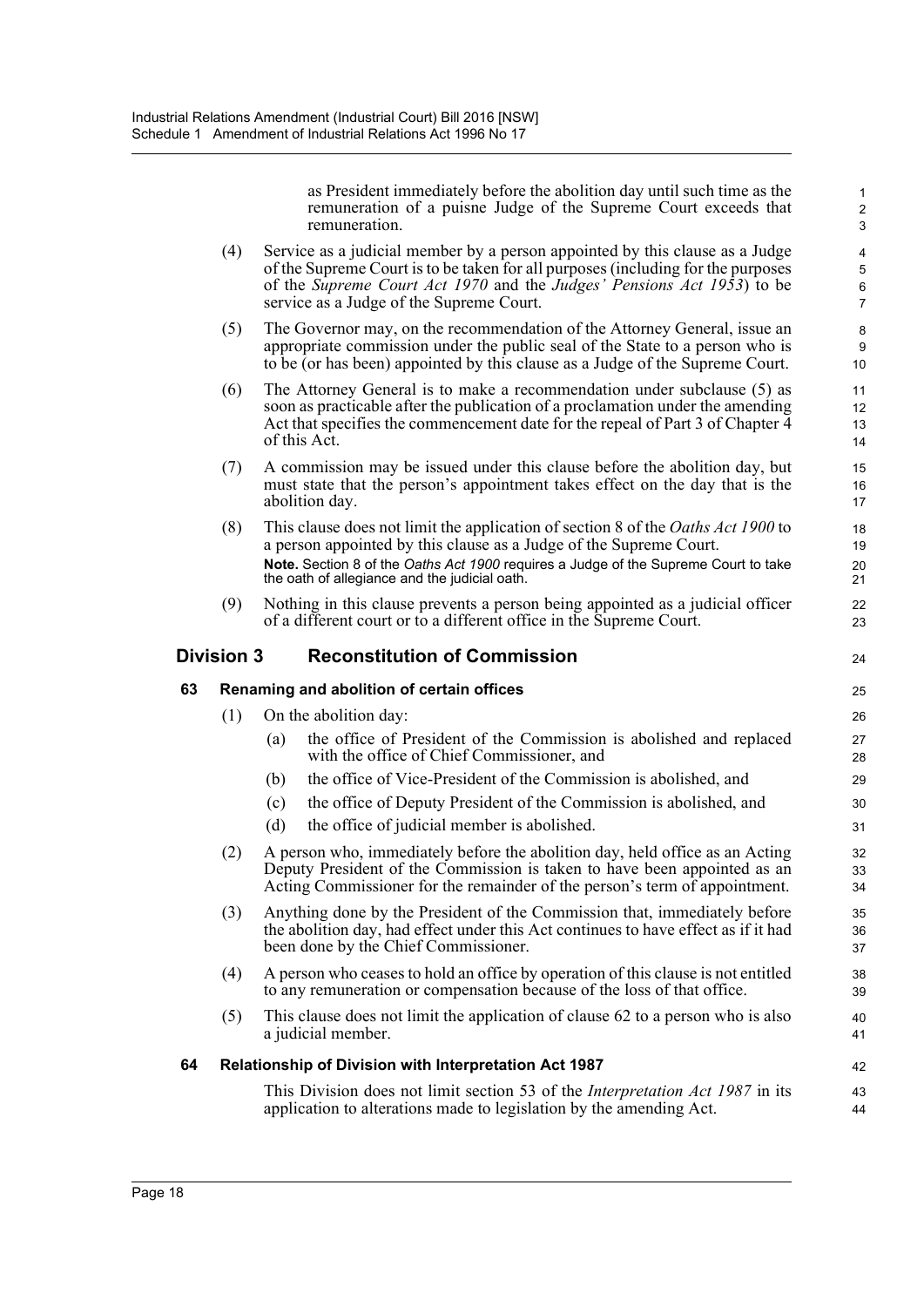as President immediately before the abolition day until such time as the remuneration of a puisne Judge of the Supreme Court exceeds that remuneration.

(4) Service as a judicial member by a person appointed by this clause as a Judge of the Supreme Court is to be taken for all purposes (including for the purposes of the *Supreme Court Act 1970* and the *Judges' Pensions Act 1953*) to be service as a Judge of the Supreme Court.

(5) The Governor may, on the recommendation of the Attorney General, issue an appropriate commission under the public seal of the State to a person who is to be (or has been) appointed by this clause as a Judge of the Supreme Court.

(6) The Attorney General is to make a recommendation under subclause (5) as soon as practicable after the publication of a proclamation under the amending Act that specifies the commencement date for the repeal of Part 3 of Chapter 4 of this Act.

(7) A commission may be issued under this clause before the abolition day, but must state that the person's appointment takes effect on the day that is the abolition day.

(8) This clause does not limit the application of section 8 of the *Oaths Act 1900* to a person appointed by this clause as a Judge of the Supreme Court.

**Note.** Section 8 of the *Oaths Act 1900* requires a Judge of the Supreme Court to take the oath of allegiance and the judicial oath.

(9) Nothing in this clause prevents a person being appointed as a judicial officer of a different court or to a different office in the Supreme Court.

## Division 3 Reconstitution of Commission

### 63 Renaming and abolition of certain offices

(1) On the abolition day:

(a) the office of President of the Commission is abolished and replaced with the office of Chief Commissioner, and

(b) the office of Vice-President of the Commission is abolished, and

(c) the office of Deputy President of the Commission is abolished, and

(d) the office of judicial member is abolished.

(2) A person who, immediately before the abolition day, held office as an Acting Deputy President of the Commission is taken to have been appointed as an Acting Commissioner for the remainder of the person's term of appointment.

(3) Anything done by the President of the Commission that, immediately before the abolition day, had effect under this Act continues to have effect as if it had been done by the Chief Commissioner.

(4) A person who ceases to hold an office by operation of this clause is not entitled to any remuneration or compensation because of the loss of that office.

(5) This clause does not limit the application of clause 62 to a person who is also a judicial member.

### 64 Relationship of Division with Interpretation Act 1987

This Division does not limit section 53 of the *Interpretation Act 1987* in its application to alterations made to legislation by the amending Act.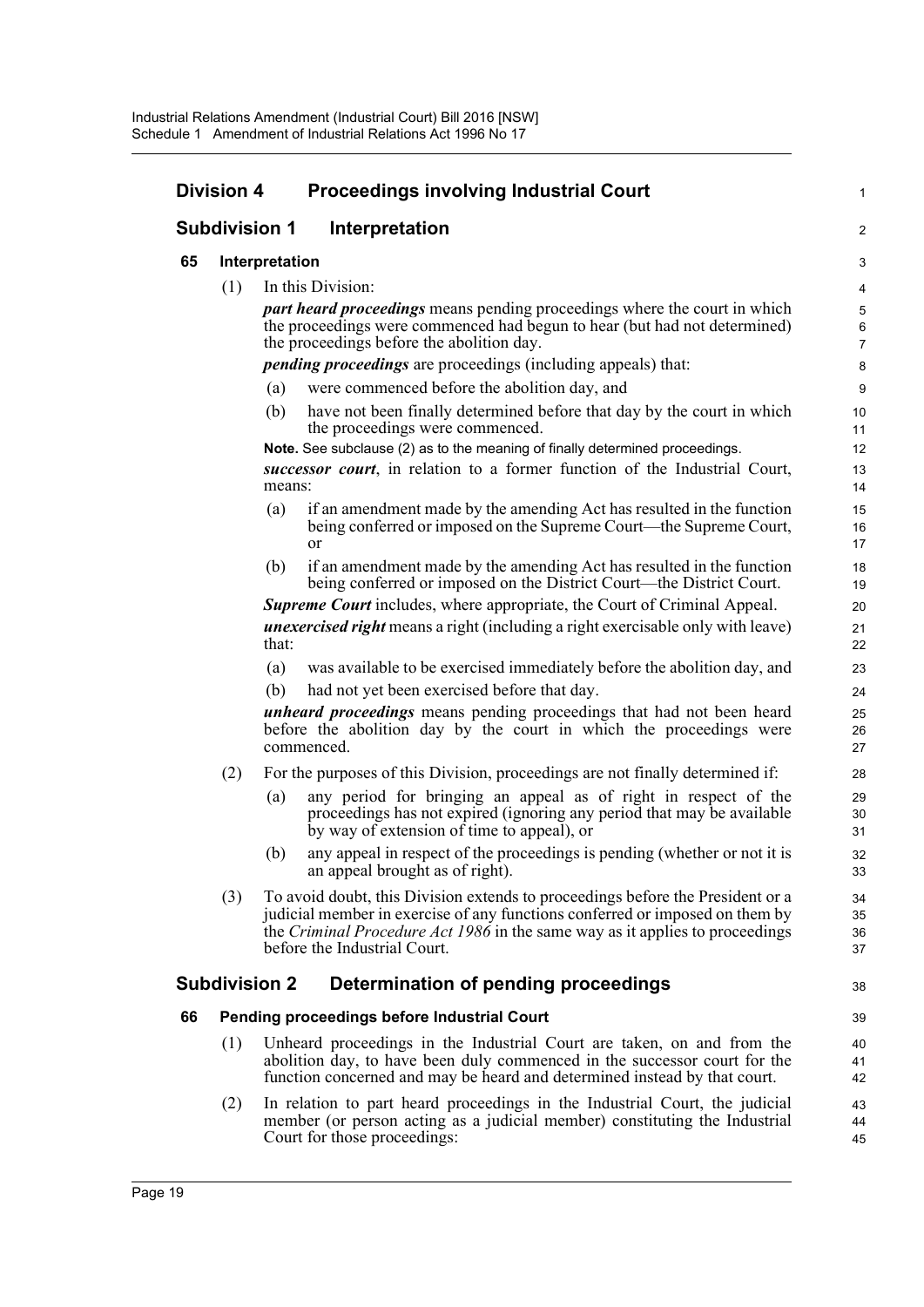## Division 4 Proceedings involving Industrial Court

### Subdivision 1 Interpretation

#### 65 Interpretation

(1) In this Division:

***part heard proceedings*** means pending proceedings where the court in which the proceedings were commenced had begun to hear (but had not determined) the proceedings before the abolition day.

***pending proceedings*** are proceedings (including appeals) that:

(a) were commenced before the abolition day, and

(b) have not been finally determined before that day by the court in which the proceedings were commenced.

**Note.** See subclause (2) as to the meaning of finally determined proceedings.

***successor court***, in relation to a former function of the Industrial Court, means:

(a) if an amendment made by the amending Act has resulted in the function being conferred or imposed on the Supreme Court—the Supreme Court, or

(b) if an amendment made by the amending Act has resulted in the function being conferred or imposed on the District Court—the District Court.

***Supreme Court*** includes, where appropriate, the Court of Criminal Appeal.

***unexercised right*** means a right (including a right exercisable only with leave) that:

(a) was available to be exercised immediately before the abolition day, and

(b) had not yet been exercised before that day.

***unheard proceedings*** means pending proceedings that had not been heard before the abolition day by the court in which the proceedings were commenced.

(2) For the purposes of this Division, proceedings are not finally determined if:

(a) any period for bringing an appeal as of right in respect of the proceedings has not expired (ignoring any period that may be available by way of extension of time to appeal), or

(b) any appeal in respect of the proceedings is pending (whether or not it is an appeal brought as of right).

(3) To avoid doubt, this Division extends to proceedings before the President or a judicial member in exercise of any functions conferred or imposed on them by the *Criminal Procedure Act 1986* in the same way as it applies to proceedings before the Industrial Court.

### Subdivision 2 Determination of pending proceedings

#### 66 Pending proceedings before Industrial Court

(1) Unheard proceedings in the Industrial Court are taken, on and from the abolition day, to have been duly commenced in the successor court for the function concerned and may be heard and determined instead by that court.

(2) In relation to part heard proceedings in the Industrial Court, the judicial member (or person acting as a judicial member) constituting the Industrial Court for those proceedings: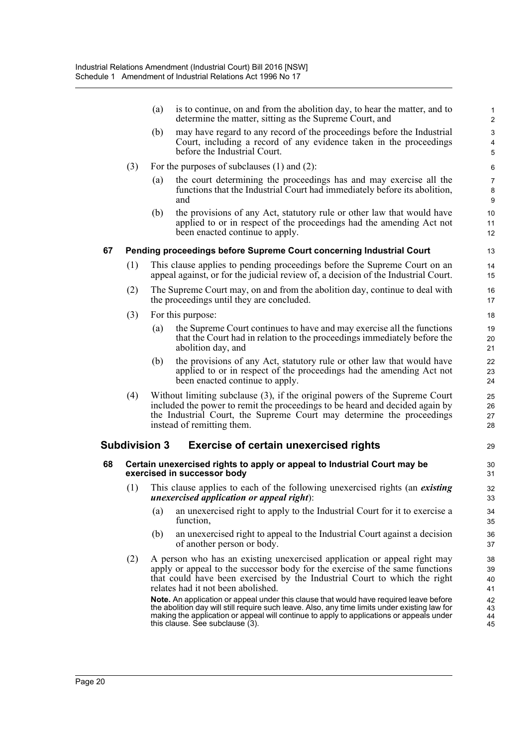(a) is to continue, on and from the abolition day, to hear the matter, and to determine the matter, sitting as the Supreme Court, and

(b) may have regard to any record of the proceedings before the Industrial Court, including a record of any evidence taken in the proceedings before the Industrial Court.

(3) For the purposes of subclauses (1) and (2):

(a) the court determining the proceedings has and may exercise all the functions that the Industrial Court had immediately before its abolition, and

(b) the provisions of any Act, statutory rule or other law that would have applied to or in respect of the proceedings had the amending Act not been enacted continue to apply.

#### 67 Pending proceedings before Supreme Court concerning Industrial Court

(1) This clause applies to pending proceedings before the Supreme Court on an appeal against, or for the judicial review of, a decision of the Industrial Court.

(2) The Supreme Court may, on and from the abolition day, continue to deal with the proceedings until they are concluded.

(3) For this purpose:

(a) the Supreme Court continues to have and may exercise all the functions that the Court had in relation to the proceedings immediately before the abolition day, and

(b) the provisions of any Act, statutory rule or other law that would have applied to or in respect of the proceedings had the amending Act not been enacted continue to apply.

(4) Without limiting subclause (3), if the original powers of the Supreme Court included the power to remit the proceedings to be heard and decided again by the Industrial Court, the Supreme Court may determine the proceedings instead of remitting them.

### Subdivision 3 Exercise of certain unexercised rights

#### 68 Certain unexercised rights to apply or appeal to Industrial Court may be exercised in successor body

(1) This clause applies to each of the following unexercised rights (an ***existing unexercised application or appeal right***):

(a) an unexercised right to apply to the Industrial Court for it to exercise a function,

(b) an unexercised right to appeal to the Industrial Court against a decision of another person or body.

(2) A person who has an existing unexercised application or appeal right may apply or appeal to the successor body for the exercise of the same functions that could have been exercised by the Industrial Court to which the right relates had it not been abolished.

**Note.** An application or appeal under this clause that would have required leave before the abolition day will still require such leave. Also, any time limits under existing law for making the application or appeal will continue to apply to applications or appeals under this clause. See subclause (3).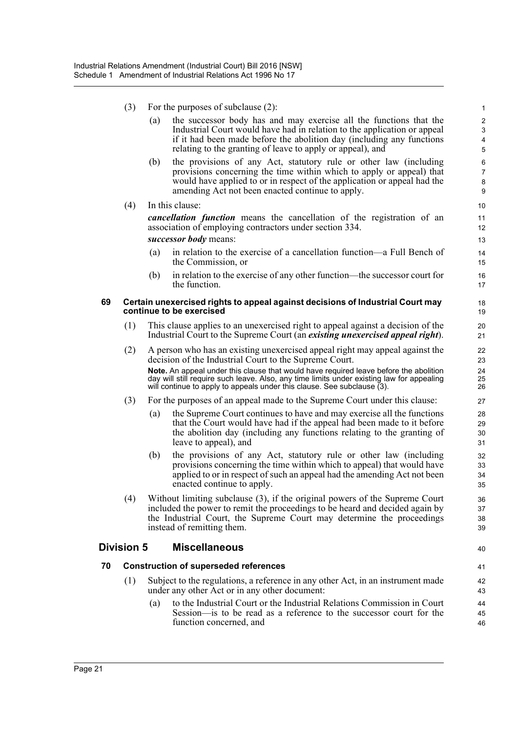(3) For the purposes of subclause (2):

(a) the successor body has and may exercise all the functions that the Industrial Court would have had in relation to the application or appeal if it had been made before the abolition day (including any functions relating to the granting of leave to apply or appeal), and

(b) the provisions of any Act, statutory rule or other law (including provisions concerning the time within which to apply or appeal) that would have applied to or in respect of the application or appeal had the amending Act not been enacted continue to apply.

(4) In this clause:

***cancellation function*** means the cancellation of the registration of an association of employing contractors under section 334.

***successor body*** means:

(a) in relation to the exercise of a cancellation function—a Full Bench of the Commission, or

(b) in relation to the exercise of any other function—the successor court for the function.

#### 69 Certain unexercised rights to appeal against decisions of Industrial Court may continue to be exercised

(1) This clause applies to an unexercised right to appeal against a decision of the Industrial Court to the Supreme Court (an ***existing unexercised appeal right***).

(2) A person who has an existing unexercised appeal right may appeal against the decision of the Industrial Court to the Supreme Court.

**Note.** An appeal under this clause that would have required leave before the abolition day will still require such leave. Also, any time limits under existing law for appealing will continue to apply to appeals under this clause. See subclause (3).

(3) For the purposes of an appeal made to the Supreme Court under this clause:

(a) the Supreme Court continues to have and may exercise all the functions that the Court would have had if the appeal had been made to it before the abolition day (including any functions relating to the granting of leave to appeal), and

(b) the provisions of any Act, statutory rule or other law (including provisions concerning the time within which to appeal) that would have applied to or in respect of such an appeal had the amending Act not been enacted continue to apply.

(4) Without limiting subclause (3), if the original powers of the Supreme Court included the power to remit the proceedings to be heard and decided again by the Industrial Court, the Supreme Court may determine the proceedings instead of remitting them.

### Division 5 Miscellaneous

#### 70 Construction of superseded references

(1) Subject to the regulations, a reference in any other Act, in an instrument made under any other Act or in any other document:

(a) to the Industrial Court or the Industrial Relations Commission in Court Session—is to be read as a reference to the successor court for the function concerned, and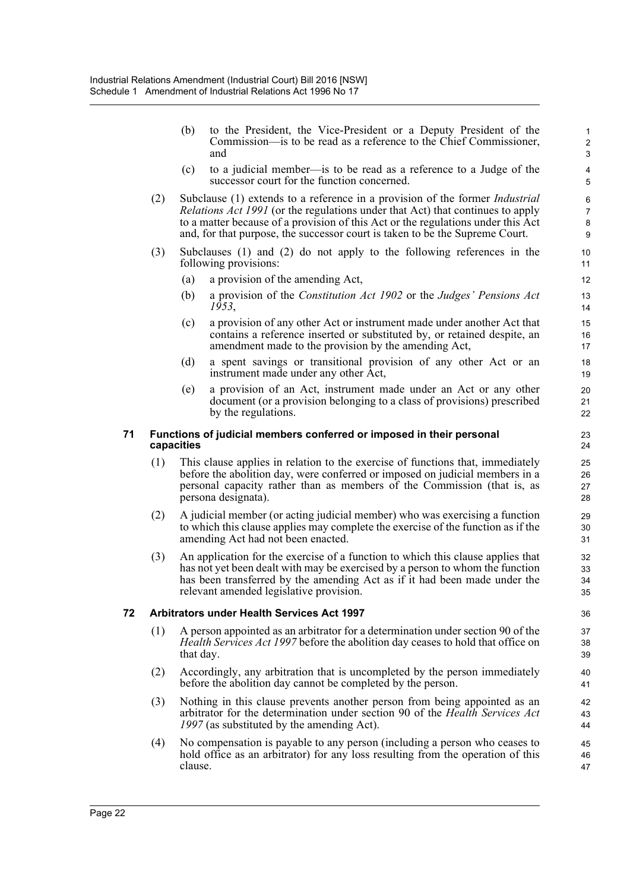(b) to the President, the Vice-President or a Deputy President of the Commission—is to be read as a reference to the Chief Commissioner, and

(c) to a judicial member—is to be read as a reference to a Judge of the successor court for the function concerned.

(2) Subclause (1) extends to a reference in a provision of the former *Industrial Relations Act 1991* (or the regulations under that Act) that continues to apply to a matter because of a provision of this Act or the regulations under this Act and, for that purpose, the successor court is taken to be the Supreme Court.

(3) Subclauses (1) and (2) do not apply to the following references in the following provisions:

(a) a provision of the amending Act,

(b) a provision of the *Constitution Act 1902* or the *Judges' Pensions Act 1953*,

(c) a provision of any other Act or instrument made under another Act that contains a reference inserted or substituted by, or retained despite, an amendment made to the provision by the amending Act,

(d) a spent savings or transitional provision of any other Act or an instrument made under any other Act,

(e) a provision of an Act, instrument made under an Act or any other document (or a provision belonging to a class of provisions) prescribed by the regulations.

### 71 Functions of judicial members conferred or imposed in their personal capacities

(1) This clause applies in relation to the exercise of functions that, immediately before the abolition day, were conferred or imposed on judicial members in a personal capacity rather than as members of the Commission (that is, as persona designata).

(2) A judicial member (or acting judicial member) who was exercising a function to which this clause applies may complete the exercise of the function as if the amending Act had not been enacted.

(3) An application for the exercise of a function to which this clause applies that has not yet been dealt with may be exercised by a person to whom the function has been transferred by the amending Act as if it had been made under the relevant amended legislative provision.

### 72 Arbitrators under Health Services Act 1997

(1) A person appointed as an arbitrator for a determination under section 90 of the *Health Services Act 1997* before the abolition day ceases to hold that office on that day.

(2) Accordingly, any arbitration that is uncompleted by the person immediately before the abolition day cannot be completed by the person.

(3) Nothing in this clause prevents another person from being appointed as an arbitrator for the determination under section 90 of the *Health Services Act 1997* (as substituted by the amending Act).

(4) No compensation is payable to any person (including a person who ceases to hold office as an arbitrator) for any loss resulting from the operation of this clause.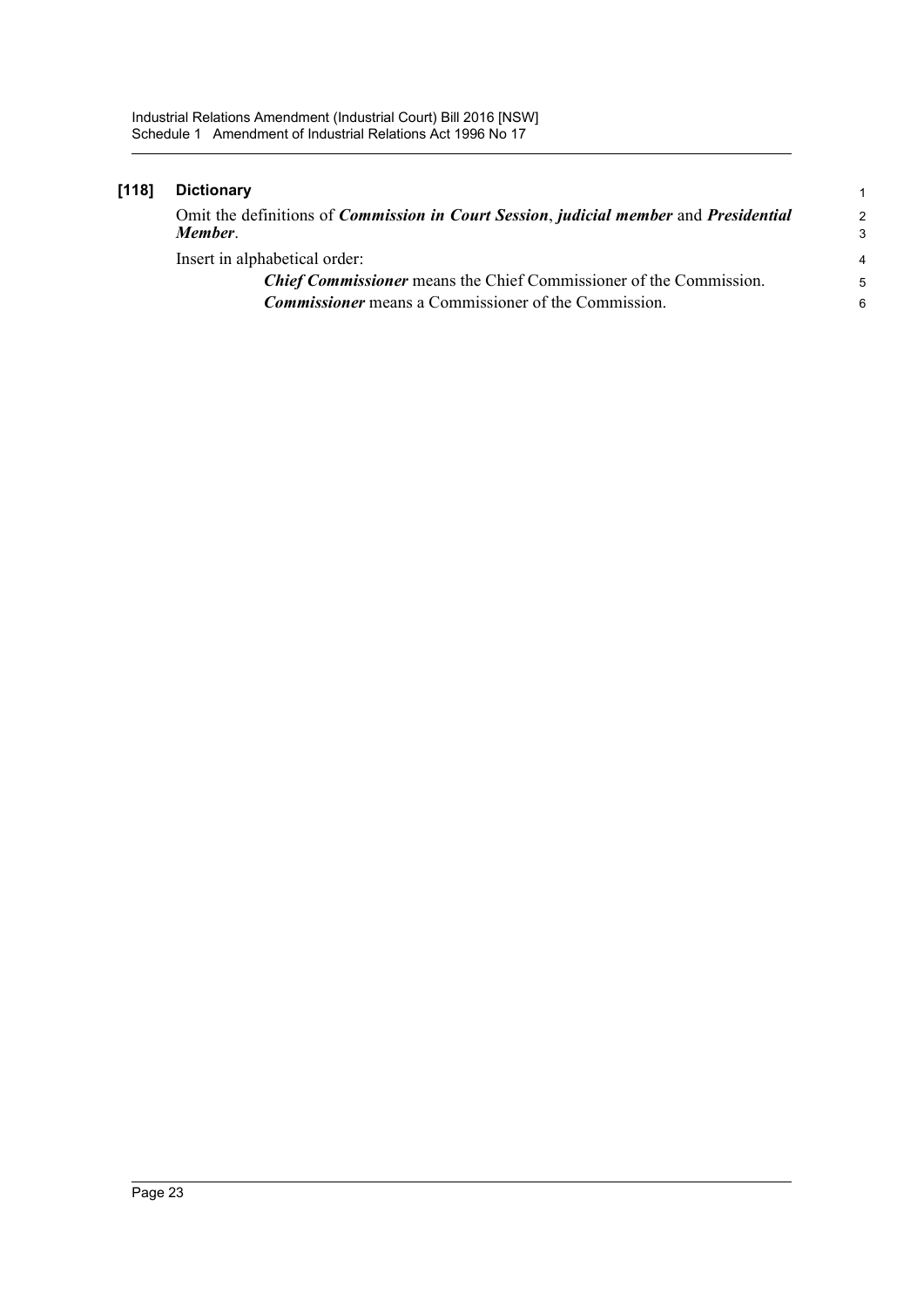### [118] Dictionary

Omit the definitions of ***Commission in Court Session***, ***judicial member*** and ***Presidential Member***.

Insert in alphabetical order:

> ***Chief Commissioner*** means the Chief Commissioner of the Commission.
>
> ***Commissioner*** means a Commissioner of the Commission.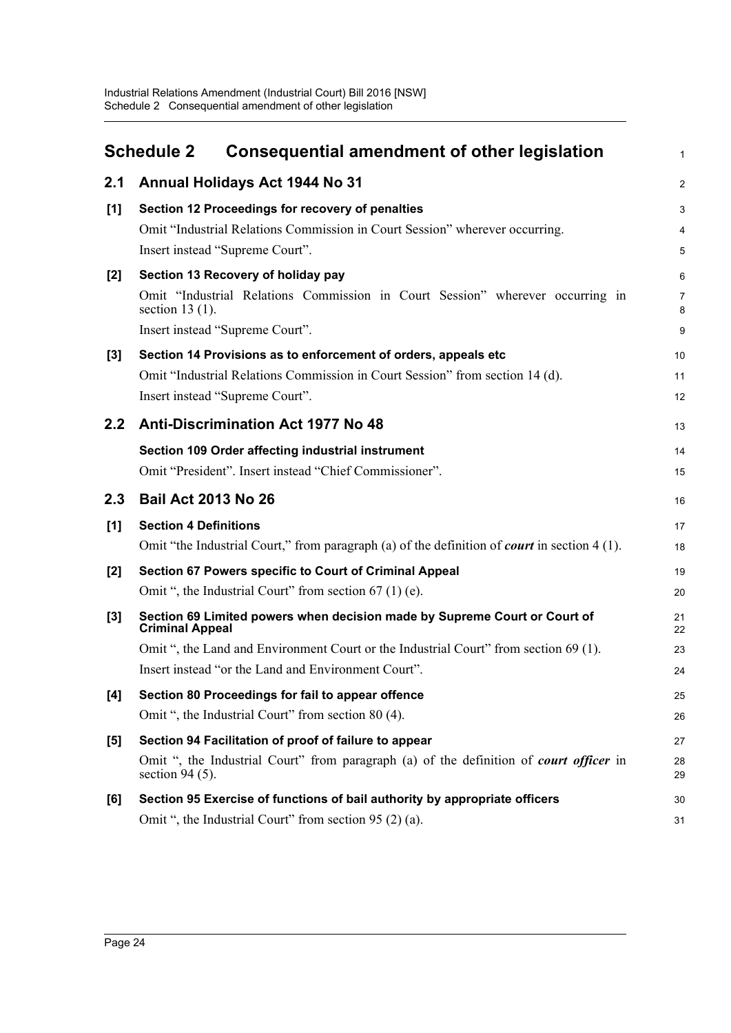# Schedule 2 Consequential amendment of other legislation

## 2.1 Annual Holidays Act 1944 No 31

**[1] Section 12 Proceedings for recovery of penalties**

Omit "Industrial Relations Commission in Court Session" wherever occurring.

Insert instead "Supreme Court".

**[2] Section 13 Recovery of holiday pay**

Omit "Industrial Relations Commission in Court Session" wherever occurring in section 13 (1).

Insert instead "Supreme Court".

**[3] Section 14 Provisions as to enforcement of orders, appeals etc**

Omit "Industrial Relations Commission in Court Session" from section 14 (d).

Insert instead "Supreme Court".

## 2.2 Anti-Discrimination Act 1977 No 48

**Section 109 Order affecting industrial instrument**

Omit "President". Insert instead "Chief Commissioner".

## 2.3 Bail Act 2013 No 26

**[1] Section 4 Definitions**

Omit "the Industrial Court," from paragraph (a) of the definition of ***court*** in section 4 (1).

**[2] Section 67 Powers specific to Court of Criminal Appeal**

Omit ", the Industrial Court" from section 67 (1) (e).

**[3] Section 69 Limited powers when decision made by Supreme Court or Court of Criminal Appeal**

Omit ", the Land and Environment Court or the Industrial Court" from section 69 (1).

Insert instead "or the Land and Environment Court".

**[4] Section 80 Proceedings for fail to appear offence**

Omit ", the Industrial Court" from section 80 (4).

**[5] Section 94 Facilitation of proof of failure to appear**

Omit ", the Industrial Court" from paragraph (a) of the definition of ***court officer*** in section 94 (5).

**[6] Section 95 Exercise of functions of bail authority by appropriate officers**

Omit ", the Industrial Court" from section 95 (2) (a).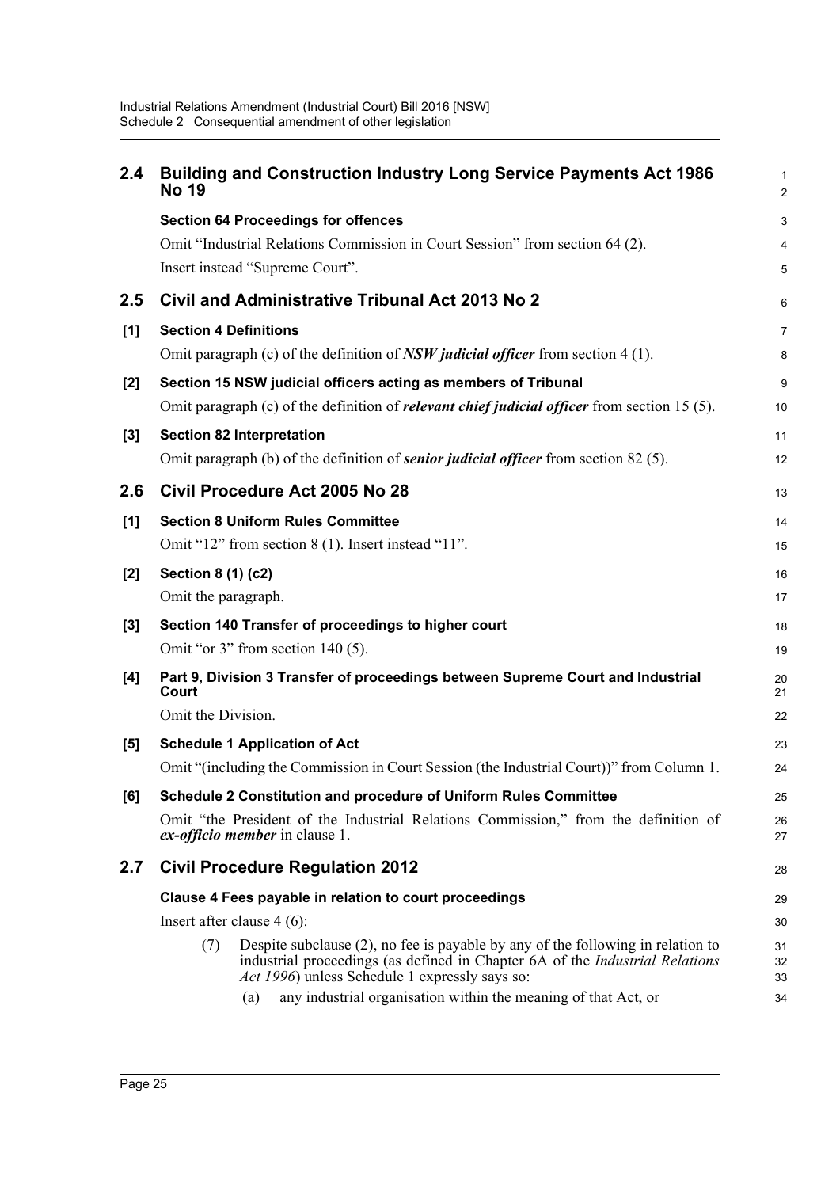## 2.4 Building and Construction Industry Long Service Payments Act 1986 No 19

**Section 64 Proceedings for offences**

Omit "Industrial Relations Commission in Court Session" from section 64 (2).

Insert instead "Supreme Court".

## 2.5 Civil and Administrative Tribunal Act 2013 No 2

**[1] Section 4 Definitions**

Omit paragraph (c) of the definition of ***NSW judicial officer*** from section 4 (1).

**[2] Section 15 NSW judicial officers acting as members of Tribunal**

Omit paragraph (c) of the definition of ***relevant chief judicial officer*** from section 15 (5).

**[3] Section 82 Interpretation**

Omit paragraph (b) of the definition of ***senior judicial officer*** from section 82 (5).

## 2.6 Civil Procedure Act 2005 No 28

**[1] Section 8 Uniform Rules Committee**

Omit "12" from section 8 (1). Insert instead "11".

**[2] Section 8 (1) (c2)**

Omit the paragraph.

**[3] Section 140 Transfer of proceedings to higher court**

Omit "or 3" from section 140 (5).

**[4] Part 9, Division 3 Transfer of proceedings between Supreme Court and Industrial Court**

Omit the Division.

**[5] Schedule 1 Application of Act**

Omit "(including the Commission in Court Session (the Industrial Court))" from Column 1.

**[6] Schedule 2 Constitution and procedure of Uniform Rules Committee**

Omit "the President of the Industrial Relations Commission," from the definition of ***ex-officio member*** in clause 1.

## 2.7 Civil Procedure Regulation 2012

**Clause 4 Fees payable in relation to court proceedings**

Insert after clause 4 (6):

(7) Despite subclause (2), no fee is payable by any of the following in relation to industrial proceedings (as defined in Chapter 6A of the *Industrial Relations Act 1996*) unless Schedule 1 expressly says so:

(a) any industrial organisation within the meaning of that Act, or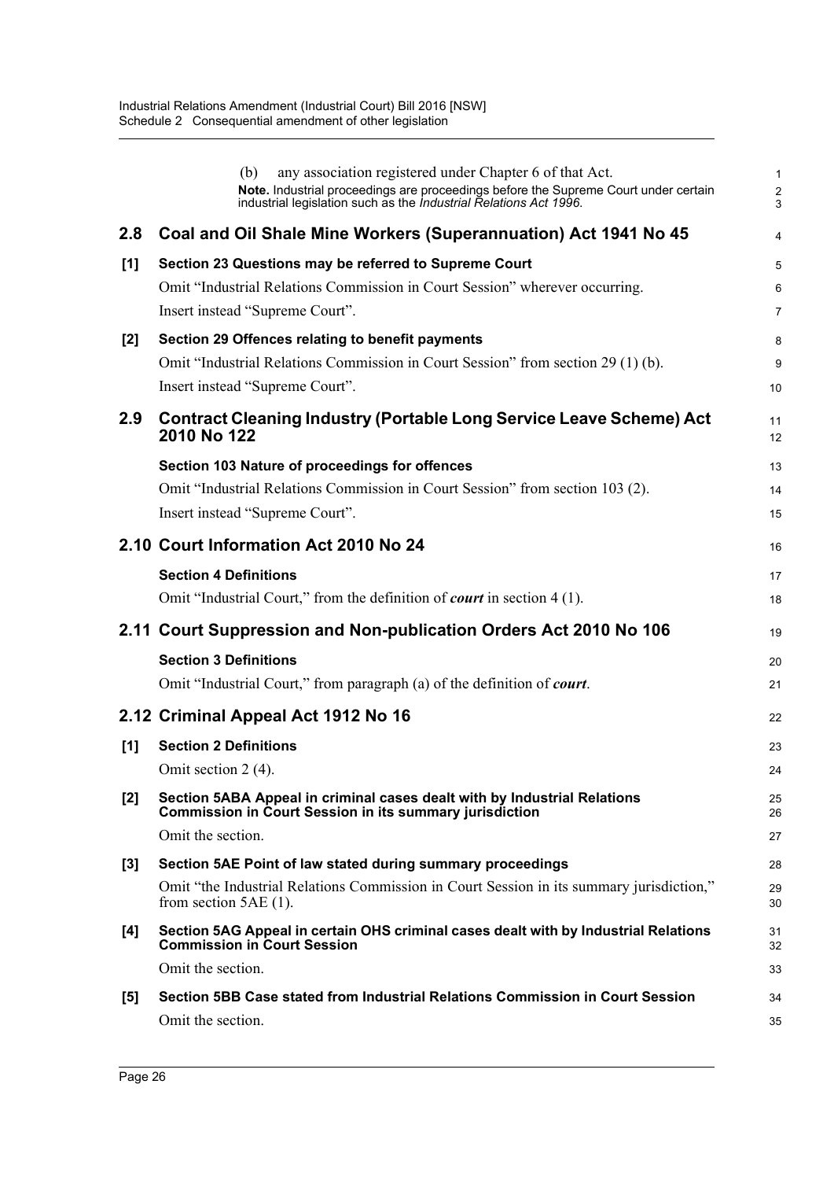(b) any association registered under Chapter 6 of that Act.

**Note.** Industrial proceedings are proceedings before the Supreme Court under certain industrial legislation such as the *Industrial Relations Act 1996*.

## 2.8 Coal and Oil Shale Mine Workers (Superannuation) Act 1941 No 45

### [1] Section 23 Questions may be referred to Supreme Court

Omit "Industrial Relations Commission in Court Session" wherever occurring.

Insert instead "Supreme Court".

### [2] Section 29 Offences relating to benefit payments

Omit "Industrial Relations Commission in Court Session" from section 29 (1) (b).

Insert instead "Supreme Court".

## 2.9 Contract Cleaning Industry (Portable Long Service Leave Scheme) Act 2010 No 122

### Section 103 Nature of proceedings for offences

Omit "Industrial Relations Commission in Court Session" from section 103 (2).

Insert instead "Supreme Court".

## 2.10 Court Information Act 2010 No 24

### Section 4 Definitions

Omit "Industrial Court," from the definition of ***court*** in section 4 (1).

## 2.11 Court Suppression and Non-publication Orders Act 2010 No 106

### Section 3 Definitions

Omit "Industrial Court," from paragraph (a) of the definition of ***court***.

## 2.12 Criminal Appeal Act 1912 No 16

### [1] Section 2 Definitions

Omit section 2 (4).

### [2] Section 5ABA Appeal in criminal cases dealt with by Industrial Relations Commission in Court Session in its summary jurisdiction

Omit the section.

### [3] Section 5AE Point of law stated during summary proceedings

Omit "the Industrial Relations Commission in Court Session in its summary jurisdiction," from section 5AE (1).

### [4] Section 5AG Appeal in certain OHS criminal cases dealt with by Industrial Relations Commission in Court Session

Omit the section.

### [5] Section 5BB Case stated from Industrial Relations Commission in Court Session

Omit the section.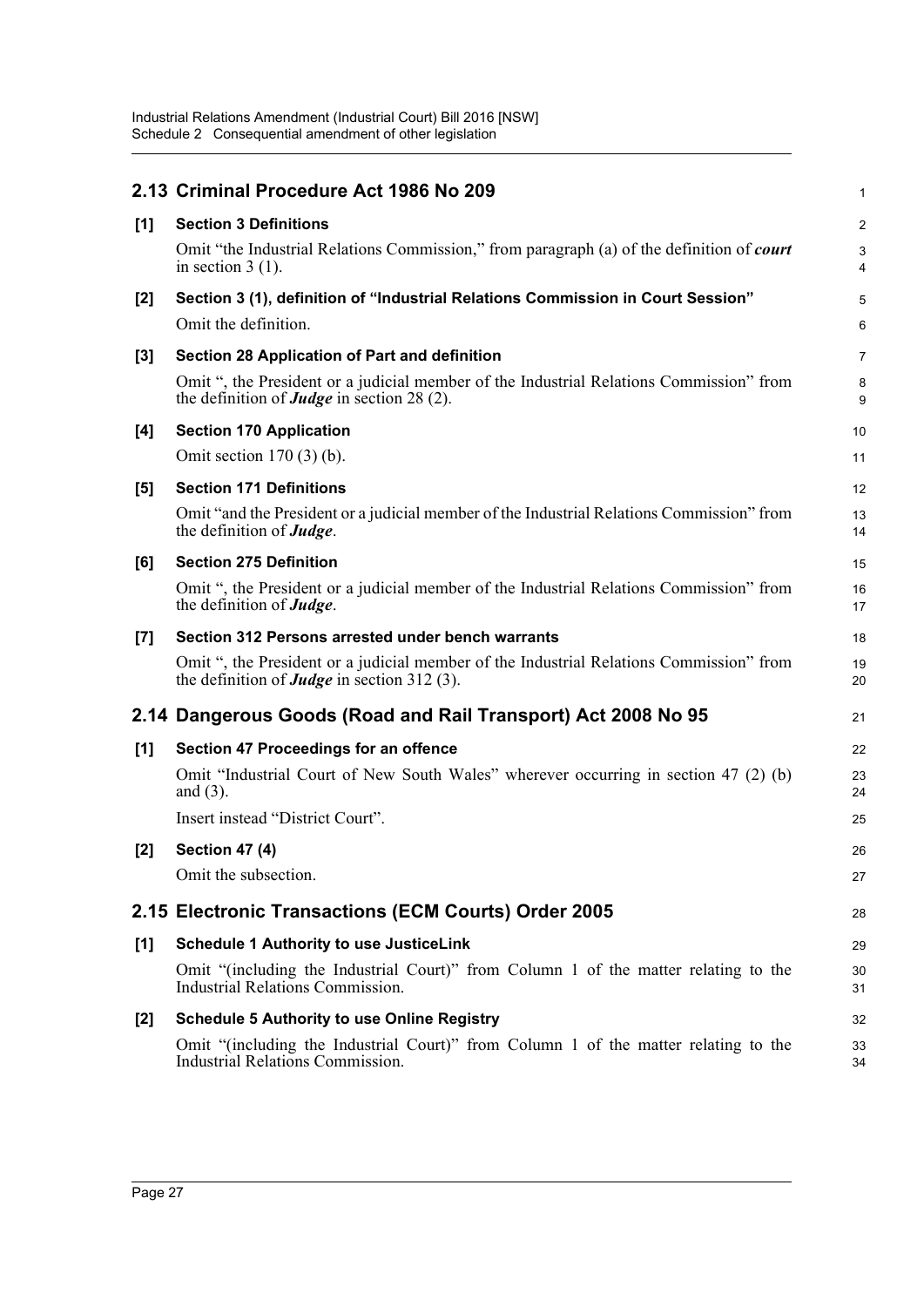## 2.13 Criminal Procedure Act 1986 No 209

**[1] Section 3 Definitions**

Omit "the Industrial Relations Commission," from paragraph (a) of the definition of ***court*** in section 3 (1).

**[2] Section 3 (1), definition of "Industrial Relations Commission in Court Session"**

Omit the definition.

**[3] Section 28 Application of Part and definition**

Omit ", the President or a judicial member of the Industrial Relations Commission" from the definition of ***Judge*** in section 28 (2).

**[4] Section 170 Application**

Omit section 170 (3) (b).

**[5] Section 171 Definitions**

Omit "and the President or a judicial member of the Industrial Relations Commission" from the definition of ***Judge***.

**[6] Section 275 Definition**

Omit ", the President or a judicial member of the Industrial Relations Commission" from the definition of ***Judge***.

**[7] Section 312 Persons arrested under bench warrants**

Omit ", the President or a judicial member of the Industrial Relations Commission" from the definition of ***Judge*** in section 312 (3).

## 2.14 Dangerous Goods (Road and Rail Transport) Act 2008 No 95

**[1] Section 47 Proceedings for an offence**

Omit "Industrial Court of New South Wales" wherever occurring in section 47 (2) (b) and (3).

Insert instead "District Court".

**[2] Section 47 (4)**

Omit the subsection.

## 2.15 Electronic Transactions (ECM Courts) Order 2005

**[1] Schedule 1 Authority to use JusticeLink**

Omit "(including the Industrial Court)" from Column 1 of the matter relating to the Industrial Relations Commission.

**[2] Schedule 5 Authority to use Online Registry**

Omit "(including the Industrial Court)" from Column 1 of the matter relating to the Industrial Relations Commission.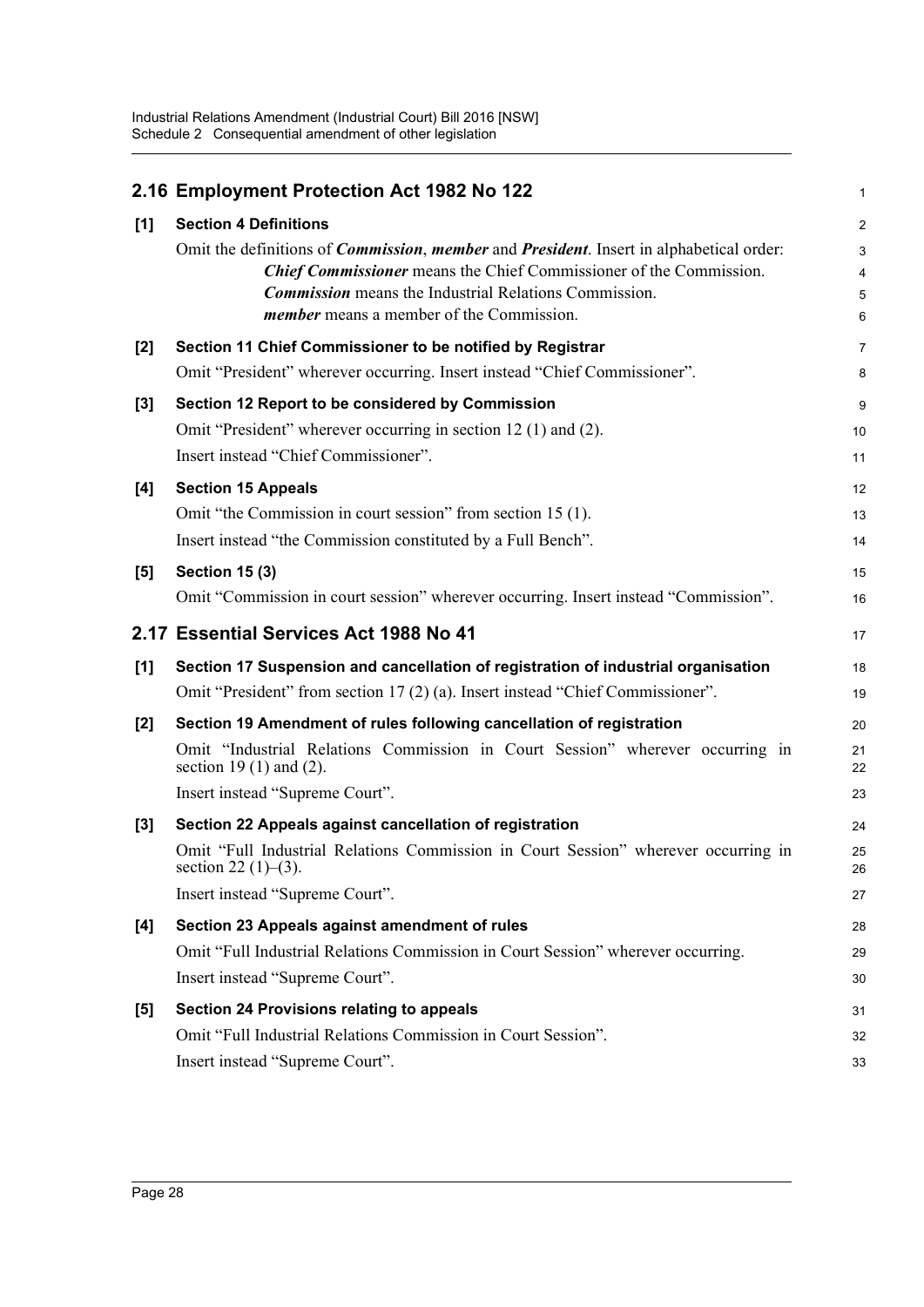## 2.16 Employment Protection Act 1982 No 122

**[1] Section 4 Definitions**

Omit the definitions of ***Commission***, ***member*** and ***President***. Insert in alphabetical order:

> ***Chief Commissioner*** means the Chief Commissioner of the Commission.
>
> ***Commission*** means the Industrial Relations Commission.
>
> ***member*** means a member of the Commission.

**[2] Section 11 Chief Commissioner to be notified by Registrar**

Omit "President" wherever occurring. Insert instead "Chief Commissioner".

**[3] Section 12 Report to be considered by Commission**

Omit "President" wherever occurring in section 12 (1) and (2).

Insert instead "Chief Commissioner".

**[4] Section 15 Appeals**

Omit "the Commission in court session" from section 15 (1).

Insert instead "the Commission constituted by a Full Bench".

**[5] Section 15 (3)**

Omit "Commission in court session" wherever occurring. Insert instead "Commission".

## 2.17 Essential Services Act 1988 No 41

**[1] Section 17 Suspension and cancellation of registration of industrial organisation**

Omit "President" from section 17 (2) (a). Insert instead "Chief Commissioner".

**[2] Section 19 Amendment of rules following cancellation of registration**

Omit "Industrial Relations Commission in Court Session" wherever occurring in section 19 (1) and (2).

Insert instead "Supreme Court".

**[3] Section 22 Appeals against cancellation of registration**

Omit "Full Industrial Relations Commission in Court Session" wherever occurring in section 22 (1)–(3).

Insert instead "Supreme Court".

**[4] Section 23 Appeals against amendment of rules**

Omit "Full Industrial Relations Commission in Court Session" wherever occurring.

Insert instead "Supreme Court".

**[5] Section 24 Provisions relating to appeals**

Omit "Full Industrial Relations Commission in Court Session".

Insert instead "Supreme Court".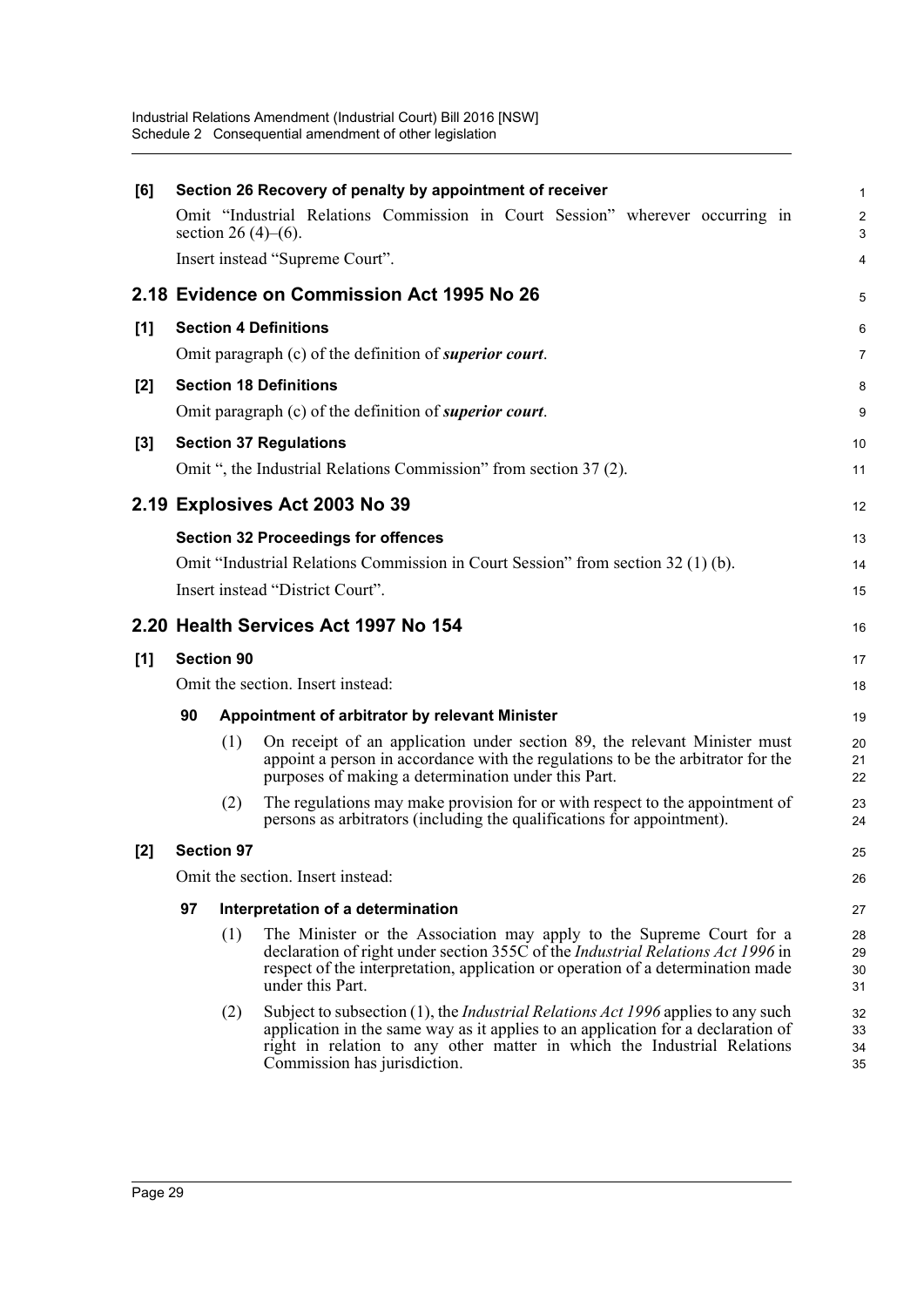**[6] Section 26 Recovery of penalty by appointment of receiver**

Omit "Industrial Relations Commission in Court Session" wherever occurring in section 26 (4)–(6).

Insert instead "Supreme Court".

## 2.18 Evidence on Commission Act 1995 No 26

**[1] Section 4 Definitions**

Omit paragraph (c) of the definition of ***superior court***.

**[2] Section 18 Definitions**

Omit paragraph (c) of the definition of ***superior court***.

**[3] Section 37 Regulations**

Omit ", the Industrial Relations Commission" from section 37 (2).

## 2.19 Explosives Act 2003 No 39

**Section 32 Proceedings for offences**

Omit "Industrial Relations Commission in Court Session" from section 32 (1) (b).

Insert instead "District Court".

## 2.20 Health Services Act 1997 No 154

**[1] Section 90**

Omit the section. Insert instead:

**90 Appointment of arbitrator by relevant Minister**

(1) On receipt of an application under section 89, the relevant Minister must appoint a person in accordance with the regulations to be the arbitrator for the purposes of making a determination under this Part.

(2) The regulations may make provision for or with respect to the appointment of persons as arbitrators (including the qualifications for appointment).

**[2] Section 97**

Omit the section. Insert instead:

**97 Interpretation of a determination**

(1) The Minister or the Association may apply to the Supreme Court for a declaration of right under section 355C of the *Industrial Relations Act 1996* in respect of the interpretation, application or operation of a determination made under this Part.

(2) Subject to subsection (1), the *Industrial Relations Act 1996* applies to any such application in the same way as it applies to an application for a declaration of right in relation to any other matter in which the Industrial Relations Commission has jurisdiction.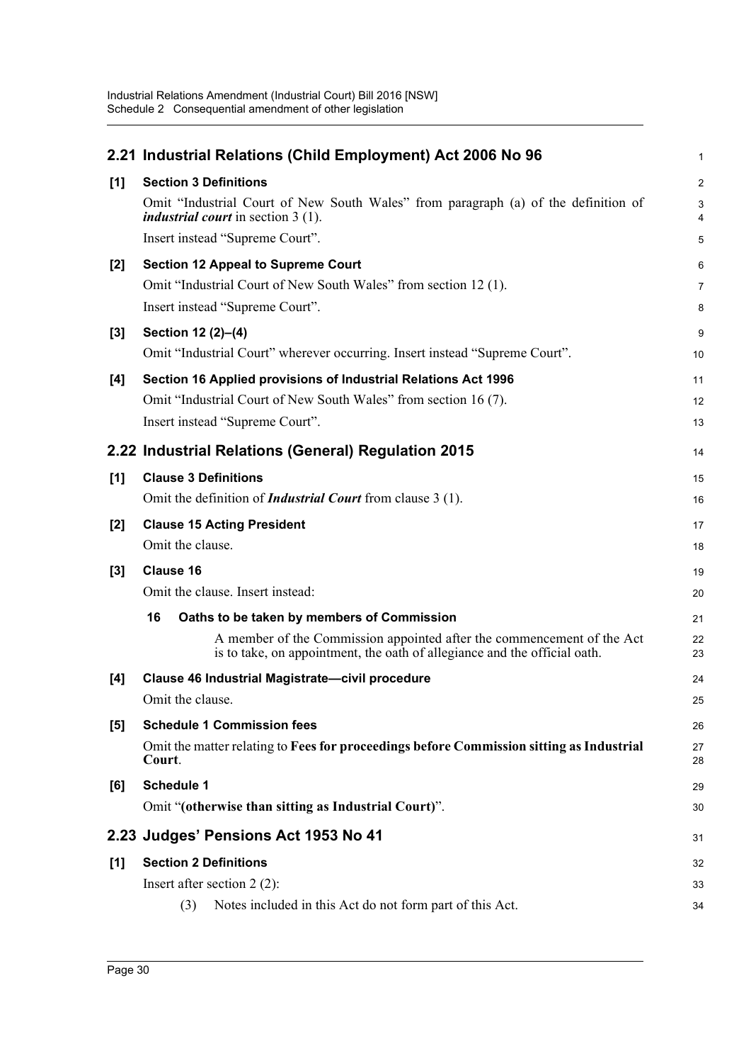## 2.21 Industrial Relations (Child Employment) Act 2006 No 96

**[1] Section 3 Definitions**

Omit "Industrial Court of New South Wales" from paragraph (a) of the definition of ***industrial court*** in section 3 (1).

Insert instead "Supreme Court".

**[2] Section 12 Appeal to Supreme Court**

Omit "Industrial Court of New South Wales" from section 12 (1).

Insert instead "Supreme Court".

**[3] Section 12 (2)–(4)**

Omit "Industrial Court" wherever occurring. Insert instead "Supreme Court".

**[4] Section 16 Applied provisions of Industrial Relations Act 1996**

Omit "Industrial Court of New South Wales" from section 16 (7).

Insert instead "Supreme Court".

## 2.22 Industrial Relations (General) Regulation 2015

**[1] Clause 3 Definitions**

Omit the definition of ***Industrial Court*** from clause 3 (1).

**[2] Clause 15 Acting President**

Omit the clause.

**[3] Clause 16**

Omit the clause. Insert instead:

**16 Oaths to be taken by members of Commission**

A member of the Commission appointed after the commencement of the Act is to take, on appointment, the oath of allegiance and the official oath.

**[4] Clause 46 Industrial Magistrate—civil procedure**

Omit the clause.

**[5] Schedule 1 Commission fees**

Omit the matter relating to **Fees for proceedings before Commission sitting as Industrial Court**.

**[6] Schedule 1**

Omit "**(otherwise than sitting as Industrial Court)**".

## 2.23 Judges' Pensions Act 1953 No 41

**[1] Section 2 Definitions**

Insert after section 2 (2):

(3) Notes included in this Act do not form part of this Act.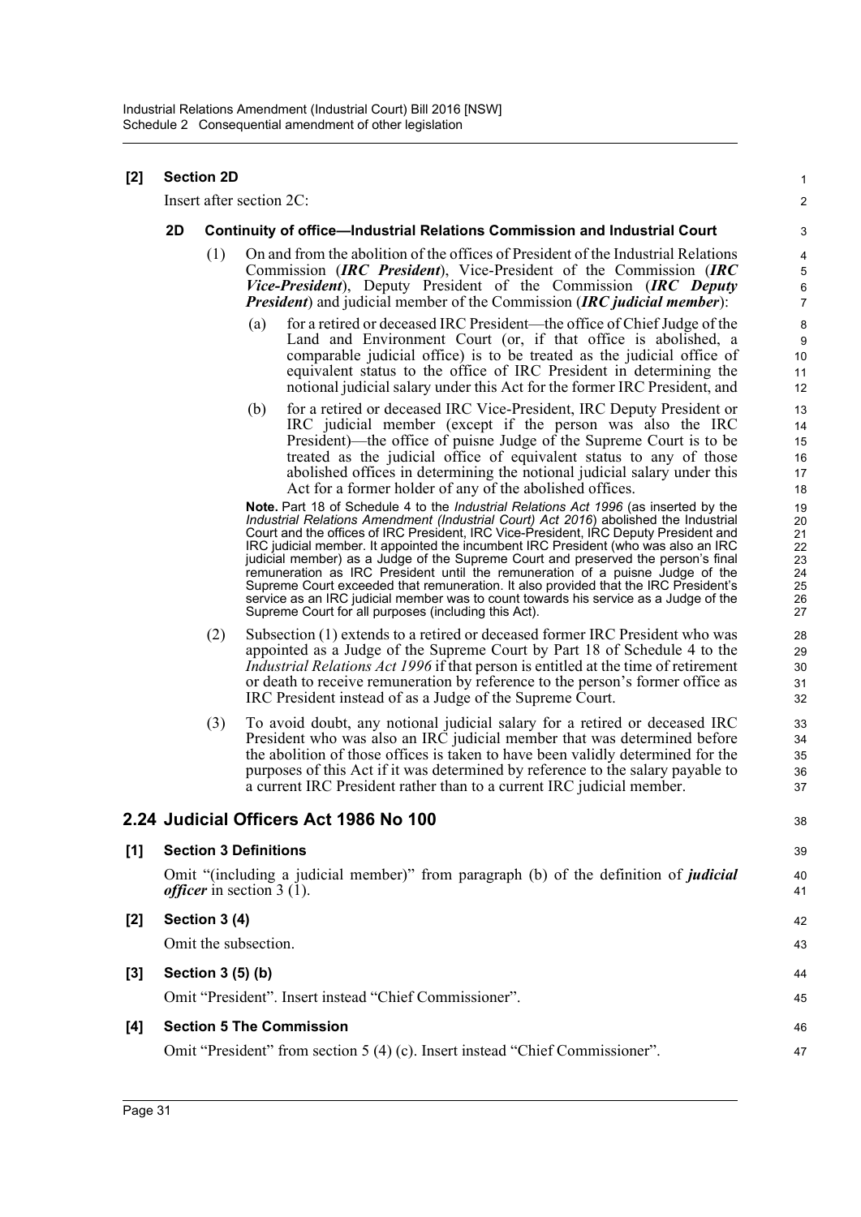**[2] Section 2D**

Insert after section 2C:

**2D Continuity of office—Industrial Relations Commission and Industrial Court**

(1) On and from the abolition of the offices of President of the Industrial Relations Commission (***IRC President***), Vice-President of the Commission (***IRC Vice-President***), Deputy President of the Commission (***IRC Deputy President***) and judicial member of the Commission (***IRC judicial member***):

(a) for a retired or deceased IRC President—the office of Chief Judge of the Land and Environment Court (or, if that office is abolished, a comparable judicial office) is to be treated as the judicial office of equivalent status to the office of IRC President in determining the notional judicial salary under this Act for the former IRC President, and

(b) for a retired or deceased IRC Vice-President, IRC Deputy President or IRC judicial member (except if the person was also the IRC President)—the office of puisne Judge of the Supreme Court is to be treated as the judicial office of equivalent status to any of those abolished offices in determining the notional judicial salary under this Act for a former holder of any of the abolished offices.

**Note.** Part 18 of Schedule 4 to the *Industrial Relations Act 1996* (as inserted by the *Industrial Relations Amendment (Industrial Court) Act 2016*) abolished the Industrial Court and the offices of IRC President, IRC Vice-President, IRC Deputy President and IRC judicial member. It appointed the incumbent IRC President (who was also an IRC judicial member) as a Judge of the Supreme Court and preserved the person's final remuneration as IRC President until the remuneration of a puisne Judge of the Supreme Court exceeded that remuneration. It also provided that the IRC President's service as an IRC judicial member was to count towards his service as a Judge of the Supreme Court for all purposes (including this Act).

(2) Subsection (1) extends to a retired or deceased former IRC President who was appointed as a Judge of the Supreme Court by Part 18 of Schedule 4 to the *Industrial Relations Act 1996* if that person is entitled at the time of retirement or death to receive remuneration by reference to the person's former office as IRC President instead of as a Judge of the Supreme Court.

(3) To avoid doubt, any notional judicial salary for a retired or deceased IRC President who was also an IRC judicial member that was determined before the abolition of those offices is taken to have been validly determined for the purposes of this Act if it was determined by reference to the salary payable to a current IRC President rather than to a current IRC judicial member.

## 2.24 Judicial Officers Act 1986 No 100

**[1] Section 3 Definitions**

Omit "(including a judicial member)" from paragraph (b) of the definition of ***judicial officer*** in section 3 (1).

**[2] Section 3 (4)**

Omit the subsection.

**[3] Section 3 (5) (b)**

Omit "President". Insert instead "Chief Commissioner".

**[4] Section 5 The Commission**

Omit "President" from section 5 (4) (c). Insert instead "Chief Commissioner".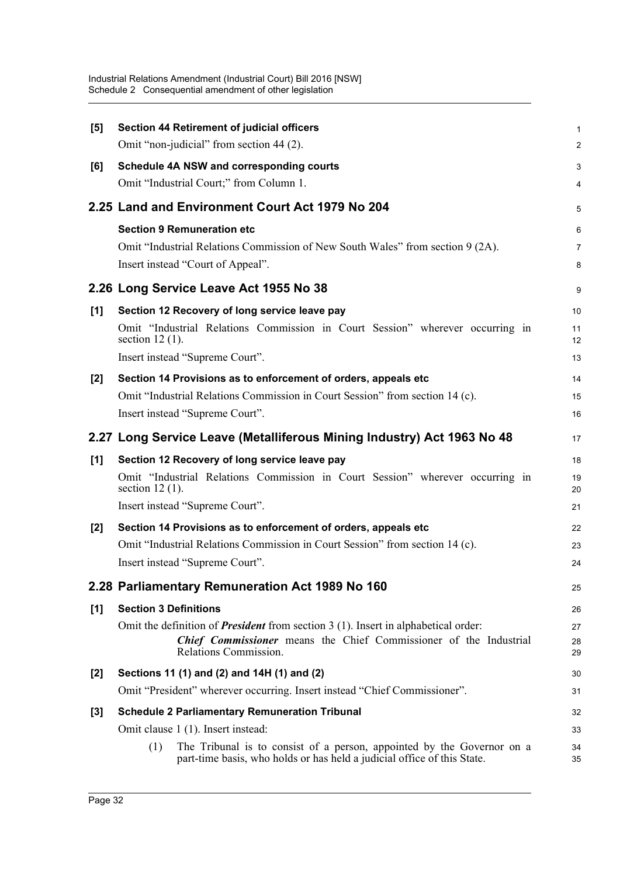**[5] Section 44 Retirement of judicial officers**

Omit "non-judicial" from section 44 (2).

**[6] Schedule 4A NSW and corresponding courts**

Omit "Industrial Court;" from Column 1.

## 2.25 Land and Environment Court Act 1979 No 204

**Section 9 Remuneration etc**

Omit "Industrial Relations Commission of New South Wales" from section 9 (2A).

Insert instead "Court of Appeal".

## 2.26 Long Service Leave Act 1955 No 38

**[1] Section 12 Recovery of long service leave pay**

Omit "Industrial Relations Commission in Court Session" wherever occurring in section 12 (1).

Insert instead "Supreme Court".

**[2] Section 14 Provisions as to enforcement of orders, appeals etc**

Omit "Industrial Relations Commission in Court Session" from section 14 (c).

Insert instead "Supreme Court".

## 2.27 Long Service Leave (Metalliferous Mining Industry) Act 1963 No 48

**[1] Section 12 Recovery of long service leave pay**

Omit "Industrial Relations Commission in Court Session" wherever occurring in section 12 (1).

Insert instead "Supreme Court".

**[2] Section 14 Provisions as to enforcement of orders, appeals etc**

Omit "Industrial Relations Commission in Court Session" from section 14 (c).

Insert instead "Supreme Court".

## 2.28 Parliamentary Remuneration Act 1989 No 160

**[1] Section 3 Definitions**

Omit the definition of ***President*** from section 3 (1). Insert in alphabetical order:

> ***Chief Commissioner*** means the Chief Commissioner of the Industrial Relations Commission.

**[2] Sections 11 (1) and (2) and 14H (1) and (2)**

Omit "President" wherever occurring. Insert instead "Chief Commissioner".

**[3] Schedule 2 Parliamentary Remuneration Tribunal**

Omit clause 1 (1). Insert instead:

> (1) The Tribunal is to consist of a person, appointed by the Governor on a part-time basis, who holds or has held a judicial office of this State.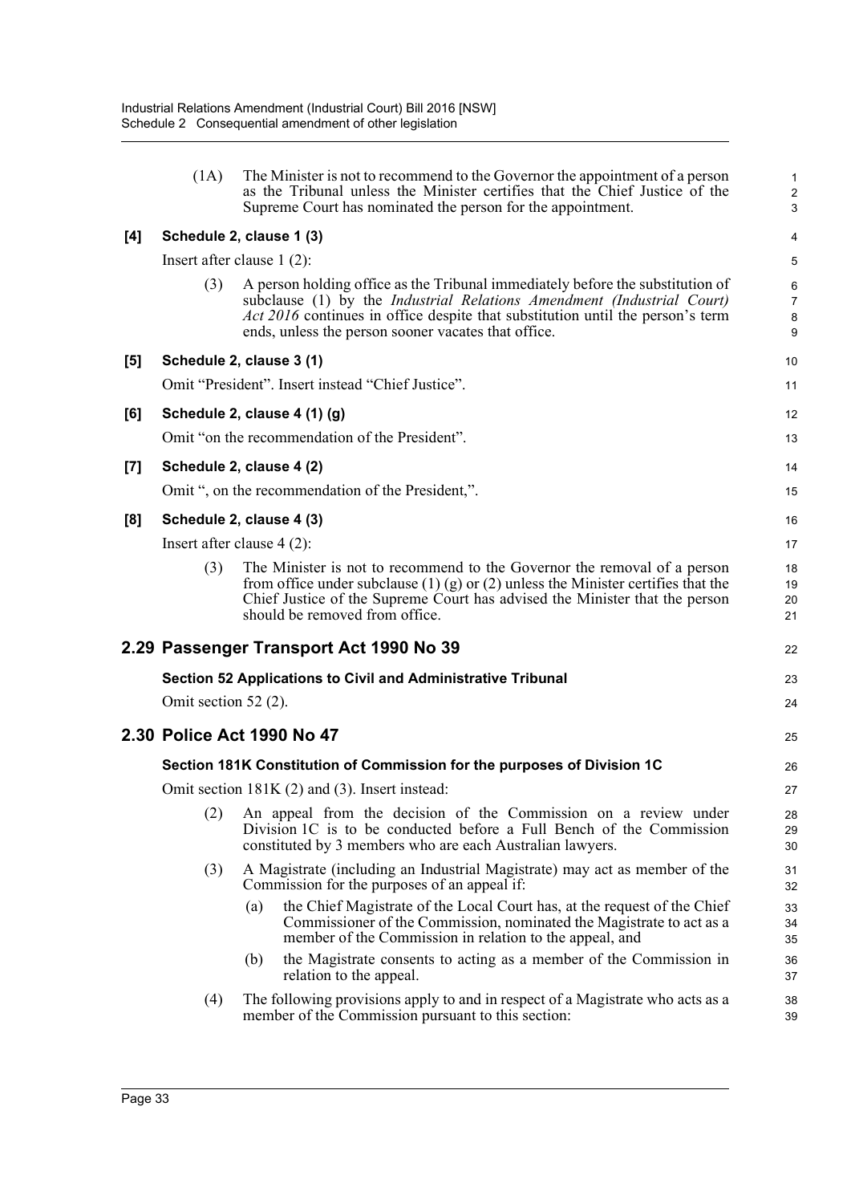(1A) The Minister is not to recommend to the Governor the appointment of a person as the Tribunal unless the Minister certifies that the Chief Justice of the Supreme Court has nominated the person for the appointment.

**[4] Schedule 2, clause 1 (3)**

Insert after clause 1 (2):

(3) A person holding office as the Tribunal immediately before the substitution of subclause (1) by the *Industrial Relations Amendment (Industrial Court) Act 2016* continues in office despite that substitution until the person's term ends, unless the person sooner vacates that office.

**[5] Schedule 2, clause 3 (1)**

Omit "President". Insert instead "Chief Justice".

**[6] Schedule 2, clause 4 (1) (g)**

Omit "on the recommendation of the President".

**[7] Schedule 2, clause 4 (2)**

Omit ", on the recommendation of the President,".

**[8] Schedule 2, clause 4 (3)**

Insert after clause 4 (2):

(3) The Minister is not to recommend to the Governor the removal of a person from office under subclause (1) (g) or (2) unless the Minister certifies that the Chief Justice of the Supreme Court has advised the Minister that the person should be removed from office.

## 2.29 Passenger Transport Act 1990 No 39

**Section 52 Applications to Civil and Administrative Tribunal**

Omit section 52 (2).

## 2.30 Police Act 1990 No 47

**Section 181K Constitution of Commission for the purposes of Division 1C**

Omit section 181K (2) and (3). Insert instead:

(2) An appeal from the decision of the Commission on a review under Division 1C is to be conducted before a Full Bench of the Commission constituted by 3 members who are each Australian lawyers.

(3) A Magistrate (including an Industrial Magistrate) may act as member of the Commission for the purposes of an appeal if:

(a) the Chief Magistrate of the Local Court has, at the request of the Chief Commissioner of the Commission, nominated the Magistrate to act as a member of the Commission in relation to the appeal, and

(b) the Magistrate consents to acting as a member of the Commission in relation to the appeal.

(4) The following provisions apply to and in respect of a Magistrate who acts as a member of the Commission pursuant to this section: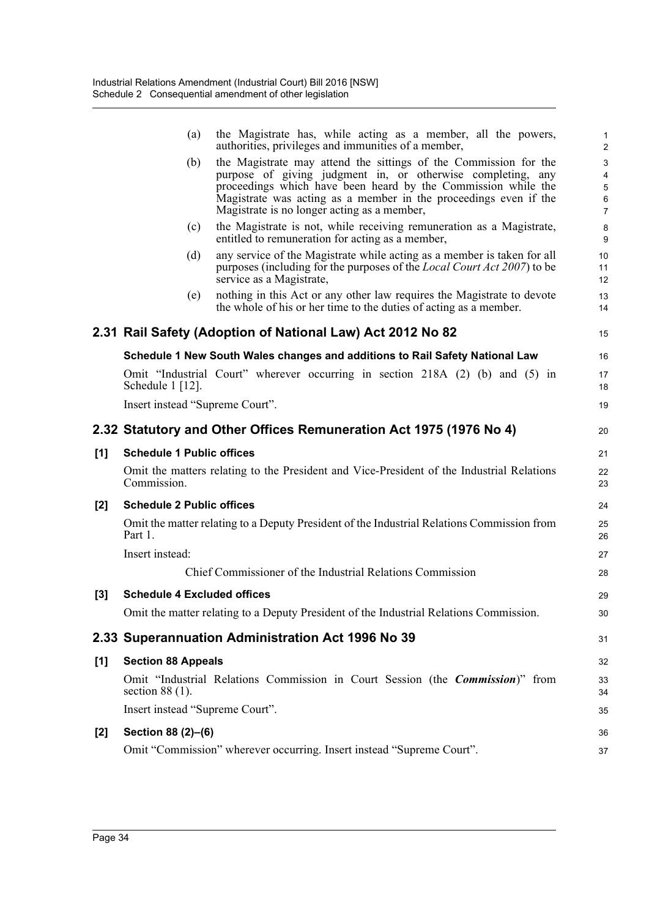(a) the Magistrate has, while acting as a member, all the powers, authorities, privileges and immunities of a member,

(b) the Magistrate may attend the sittings of the Commission for the purpose of giving judgment in, or otherwise completing, any proceedings which have been heard by the Commission while the Magistrate was acting as a member in the proceedings even if the Magistrate is no longer acting as a member,

(c) the Magistrate is not, while receiving remuneration as a Magistrate, entitled to remuneration for acting as a member,

(d) any service of the Magistrate while acting as a member is taken for all purposes (including for the purposes of the *Local Court Act 2007*) to be service as a Magistrate,

(e) nothing in this Act or any other law requires the Magistrate to devote the whole of his or her time to the duties of acting as a member.

## 2.31 Rail Safety (Adoption of National Law) Act 2012 No 82

**Schedule 1 New South Wales changes and additions to Rail Safety National Law**

Omit "Industrial Court" wherever occurring in section 218A (2) (b) and (5) in Schedule 1 [12].

Insert instead "Supreme Court".

## 2.32 Statutory and Other Offices Remuneration Act 1975 (1976 No 4)

**[1] Schedule 1 Public offices**

Omit the matters relating to the President and Vice-President of the Industrial Relations Commission.

**[2] Schedule 2 Public offices**

Omit the matter relating to a Deputy President of the Industrial Relations Commission from Part 1.

Insert instead:

Chief Commissioner of the Industrial Relations Commission

**[3] Schedule 4 Excluded offices**

Omit the matter relating to a Deputy President of the Industrial Relations Commission.

## 2.33 Superannuation Administration Act 1996 No 39

**[1] Section 88 Appeals**

Omit "Industrial Relations Commission in Court Session (the ***Commission***)" from section 88 (1).

Insert instead "Supreme Court".

**[2] Section 88 (2)–(6)**

Omit "Commission" wherever occurring. Insert instead "Supreme Court".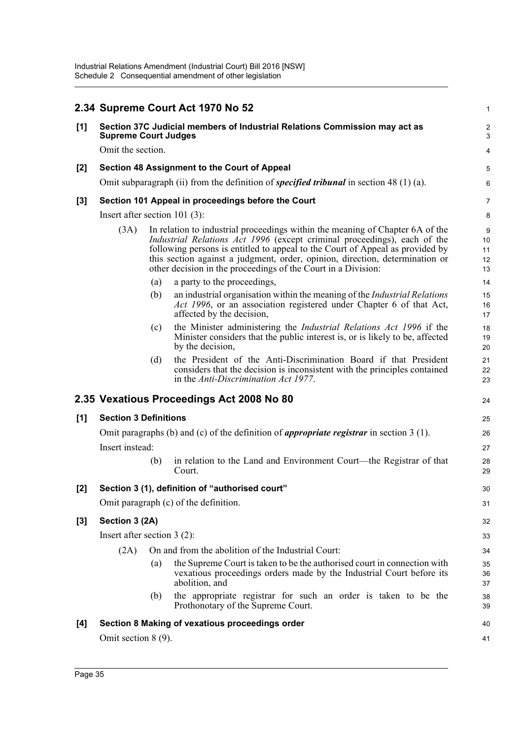## 2.34 Supreme Court Act 1970 No 52

**[1] Section 37C Judicial members of Industrial Relations Commission may act as Supreme Court Judges**

Omit the section.

**[2] Section 48 Assignment to the Court of Appeal**

Omit subparagraph (ii) from the definition of ***specified tribunal*** in section 48 (1) (a).

**[3] Section 101 Appeal in proceedings before the Court**

Insert after section 101 (3):

(3A) In relation to industrial proceedings within the meaning of Chapter 6A of the *Industrial Relations Act 1996* (except criminal proceedings), each of the following persons is entitled to appeal to the Court of Appeal as provided by this section against a judgment, order, opinion, direction, determination or other decision in the proceedings of the Court in a Division:

(a) a party to the proceedings,

(b) an industrial organisation within the meaning of the *Industrial Relations Act 1996*, or an association registered under Chapter 6 of that Act, affected by the decision,

(c) the Minister administering the *Industrial Relations Act 1996* if the Minister considers that the public interest is, or is likely to be, affected by the decision,

(d) the President of the Anti-Discrimination Board if that President considers that the decision is inconsistent with the principles contained in the *Anti-Discrimination Act 1977*.

## 2.35 Vexatious Proceedings Act 2008 No 80

**[1] Section 3 Definitions**

Omit paragraphs (b) and (c) of the definition of ***appropriate registrar*** in section 3 (1).

Insert instead:

(b) in relation to the Land and Environment Court—the Registrar of that Court.

**[2] Section 3 (1), definition of "authorised court"**

Omit paragraph (c) of the definition.

**[3] Section 3 (2A)**

Insert after section 3 (2):

(2A) On and from the abolition of the Industrial Court:

(a) the Supreme Court is taken to be the authorised court in connection with vexatious proceedings orders made by the Industrial Court before its abolition, and

(b) the appropriate registrar for such an order is taken to be the Prothonotary of the Supreme Court.

**[4] Section 8 Making of vexatious proceedings order**

Omit section 8 (9).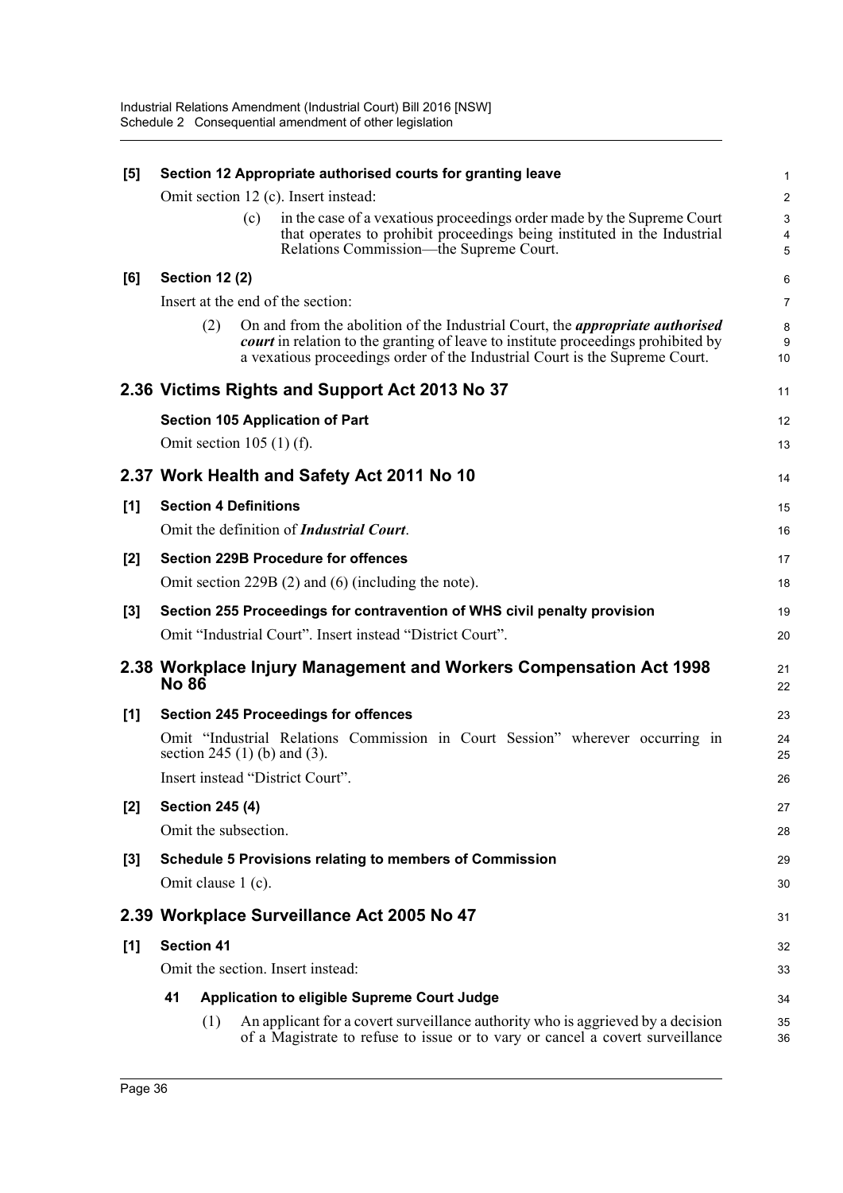**[5] Section 12 Appropriate authorised courts for granting leave**

Omit section 12 (c). Insert instead:

(c) in the case of a vexatious proceedings order made by the Supreme Court that operates to prohibit proceedings being instituted in the Industrial Relations Commission—the Supreme Court.

**[6] Section 12 (2)**

Insert at the end of the section:

(2) On and from the abolition of the Industrial Court, the ***appropriate authorised court*** in relation to the granting of leave to institute proceedings prohibited by a vexatious proceedings order of the Industrial Court is the Supreme Court.

## 2.36 Victims Rights and Support Act 2013 No 37

**Section 105 Application of Part**

Omit section 105 (1) (f).

## 2.37 Work Health and Safety Act 2011 No 10

**[1] Section 4 Definitions**

Omit the definition of ***Industrial Court***.

**[2] Section 229B Procedure for offences**

Omit section 229B (2) and (6) (including the note).

**[3] Section 255 Proceedings for contravention of WHS civil penalty provision**

Omit "Industrial Court". Insert instead "District Court".

## 2.38 Workplace Injury Management and Workers Compensation Act 1998 No 86

**[1] Section 245 Proceedings for offences**

Omit "Industrial Relations Commission in Court Session" wherever occurring in section 245 (1) (b) and (3).

Insert instead "District Court".

**[2] Section 245 (4)**

Omit the subsection.

**[3] Schedule 5 Provisions relating to members of Commission**

Omit clause 1 (c).

## 2.39 Workplace Surveillance Act 2005 No 47

**[1] Section 41**

Omit the section. Insert instead:

**41 Application to eligible Supreme Court Judge**

(1) An applicant for a covert surveillance authority who is aggrieved by a decision of a Magistrate to refuse to issue or to vary or cancel a covert surveillance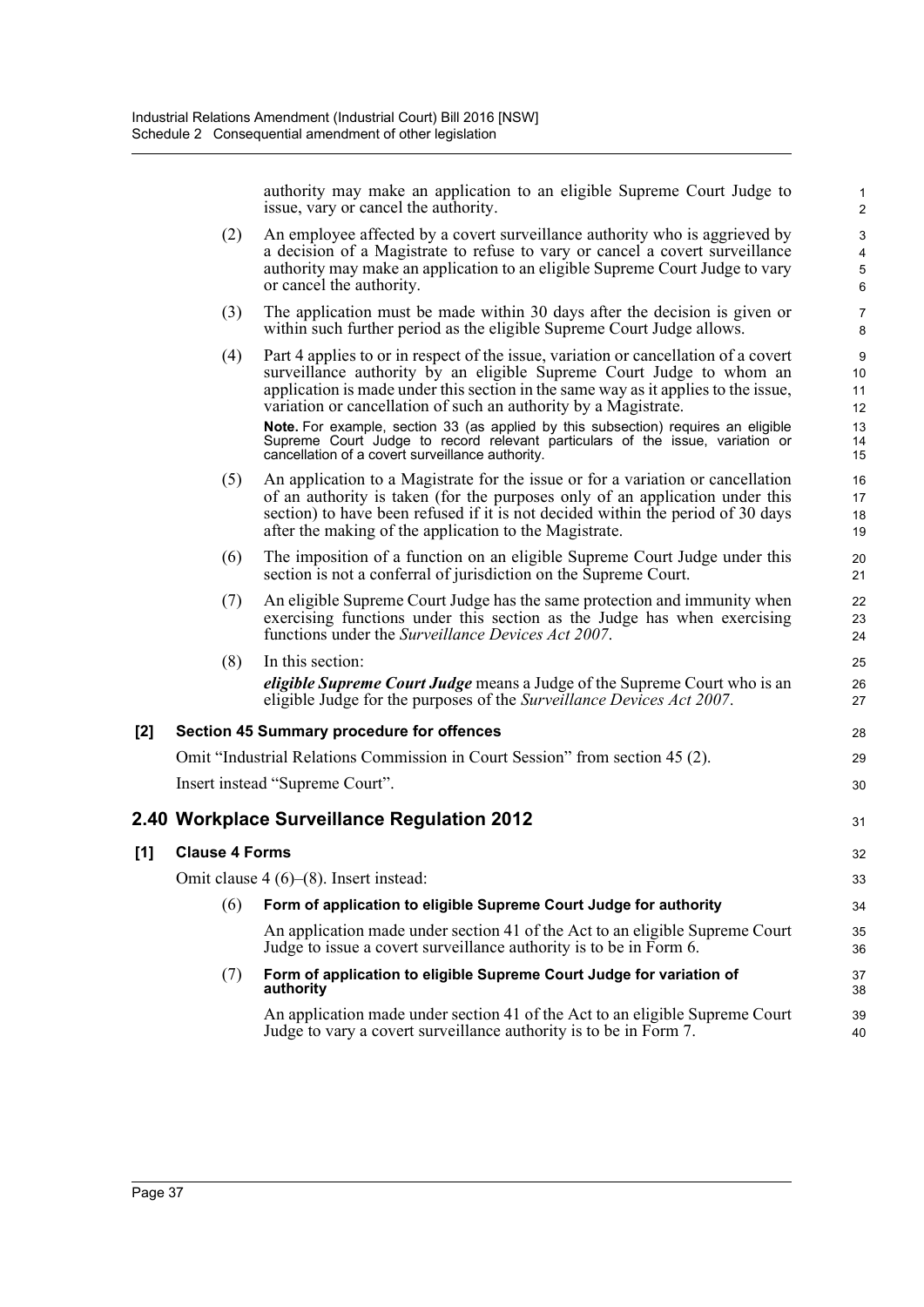authority may make an application to an eligible Supreme Court Judge to issue, vary or cancel the authority.

(2) An employee affected by a covert surveillance authority who is aggrieved by a decision of a Magistrate to refuse to vary or cancel a covert surveillance authority may make an application to an eligible Supreme Court Judge to vary or cancel the authority.

(3) The application must be made within 30 days after the decision is given or within such further period as the eligible Supreme Court Judge allows.

(4) Part 4 applies to or in respect of the issue, variation or cancellation of a covert surveillance authority by an eligible Supreme Court Judge to whom an application is made under this section in the same way as it applies to the issue, variation or cancellation of such an authority by a Magistrate.

**Note.** For example, section 33 (as applied by this subsection) requires an eligible Supreme Court Judge to record relevant particulars of the issue, variation or cancellation of a covert surveillance authority.

(5) An application to a Magistrate for the issue or for a variation or cancellation of an authority is taken (for the purposes only of an application under this section) to have been refused if it is not decided within the period of 30 days after the making of the application to the Magistrate.

(6) The imposition of a function on an eligible Supreme Court Judge under this section is not a conferral of jurisdiction on the Supreme Court.

(7) An eligible Supreme Court Judge has the same protection and immunity when exercising functions under this section as the Judge has when exercising functions under the *Surveillance Devices Act 2007*.

(8) In this section:

***eligible Supreme Court Judge*** means a Judge of the Supreme Court who is an eligible Judge for the purposes of the *Surveillance Devices Act 2007*.

**[2] Section 45 Summary procedure for offences**

Omit "Industrial Relations Commission in Court Session" from section 45 (2).

Insert instead "Supreme Court".

## 2.40 Workplace Surveillance Regulation 2012

**[1] Clause 4 Forms**

Omit clause 4 (6)–(8). Insert instead:

(6) **Form of application to eligible Supreme Court Judge for authority**

An application made under section 41 of the Act to an eligible Supreme Court Judge to issue a covert surveillance authority is to be in Form 6.

(7) **Form of application to eligible Supreme Court Judge for variation of authority**

An application made under section 41 of the Act to an eligible Supreme Court Judge to vary a covert surveillance authority is to be in Form 7.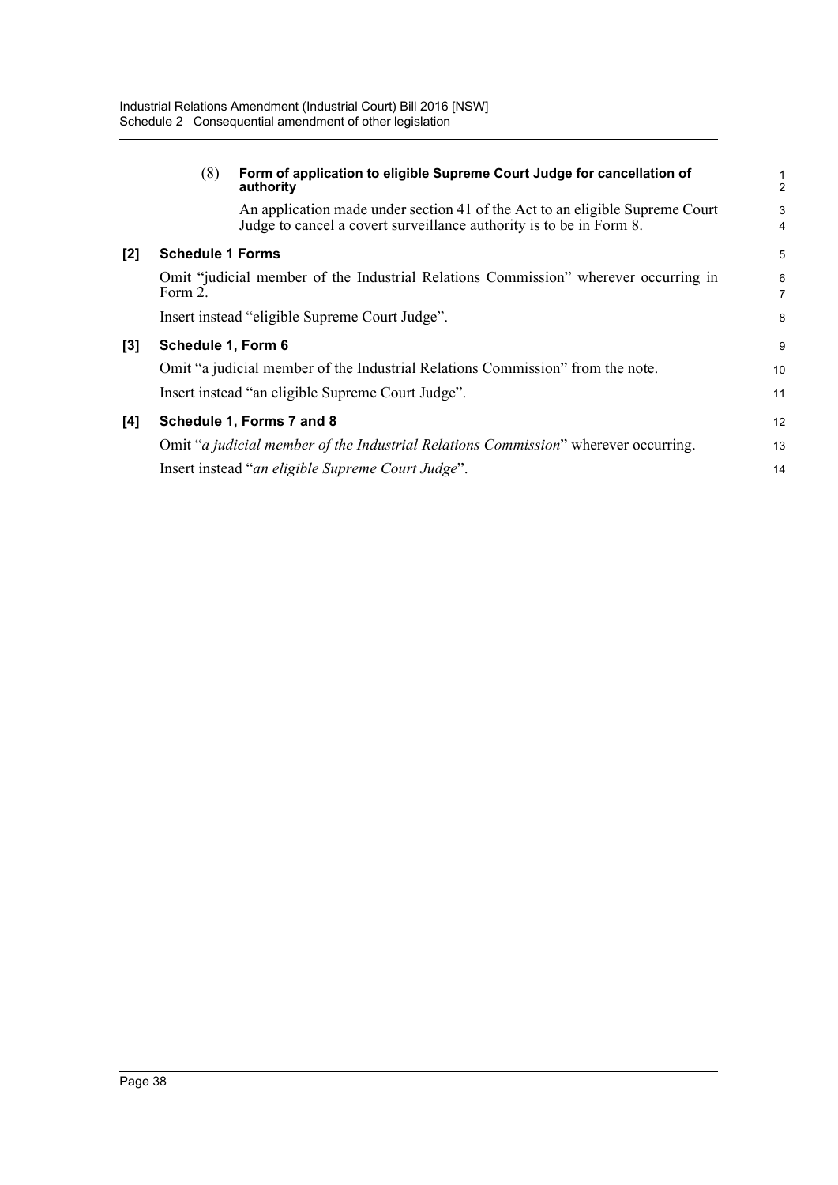(8) **Form of application to eligible Supreme Court Judge for cancellation of authority**

An application made under section 41 of the Act to an eligible Supreme Court Judge to cancel a covert surveillance authority is to be in Form 8.

**[2] Schedule 1 Forms**

Omit "judicial member of the Industrial Relations Commission" wherever occurring in Form 2.

Insert instead "eligible Supreme Court Judge".

**[3] Schedule 1, Form 6**

Omit "a judicial member of the Industrial Relations Commission" from the note.

Insert instead "an eligible Supreme Court Judge".

**[4] Schedule 1, Forms 7 and 8**

Omit "*a judicial member of the Industrial Relations Commission*" wherever occurring.

Insert instead "*an eligible Supreme Court Judge*".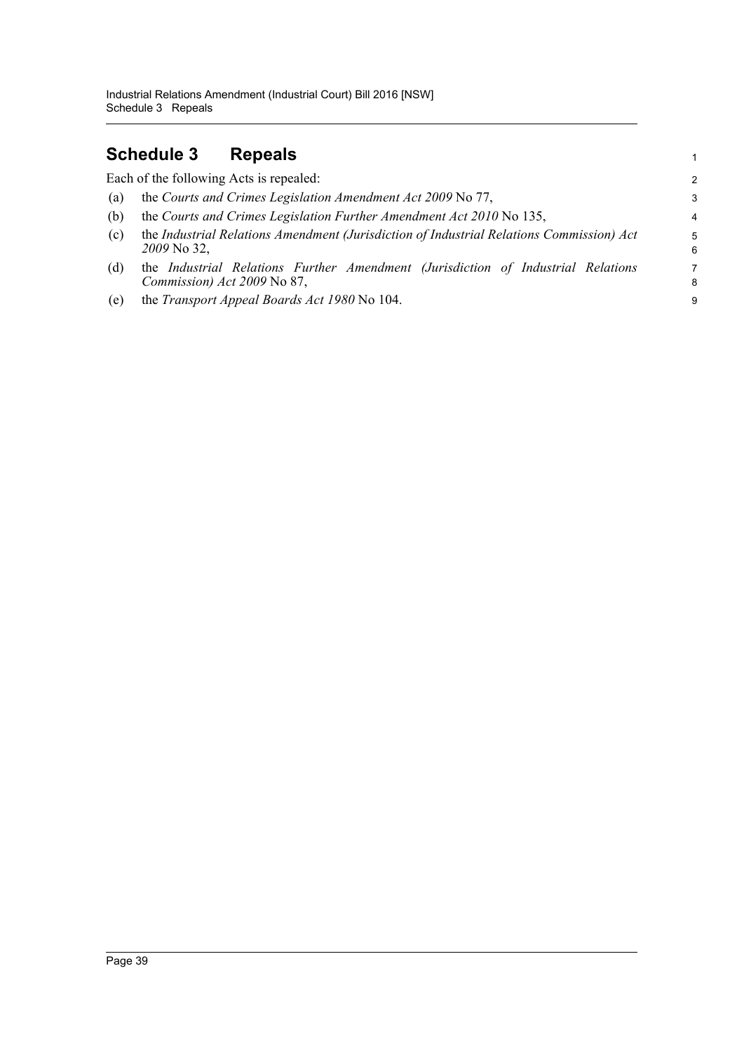## Schedule 3 Repeals

Each of the following Acts is repealed:

(a) the *Courts and Crimes Legislation Amendment Act 2009* No 77,

(b) the *Courts and Crimes Legislation Further Amendment Act 2010* No 135,

(c) the *Industrial Relations Amendment (Jurisdiction of Industrial Relations Commission) Act 2009* No 32,

(d) the *Industrial Relations Further Amendment (Jurisdiction of Industrial Relations Commission) Act 2009* No 87,

(e) the *Transport Appeal Boards Act 1980* No 104.